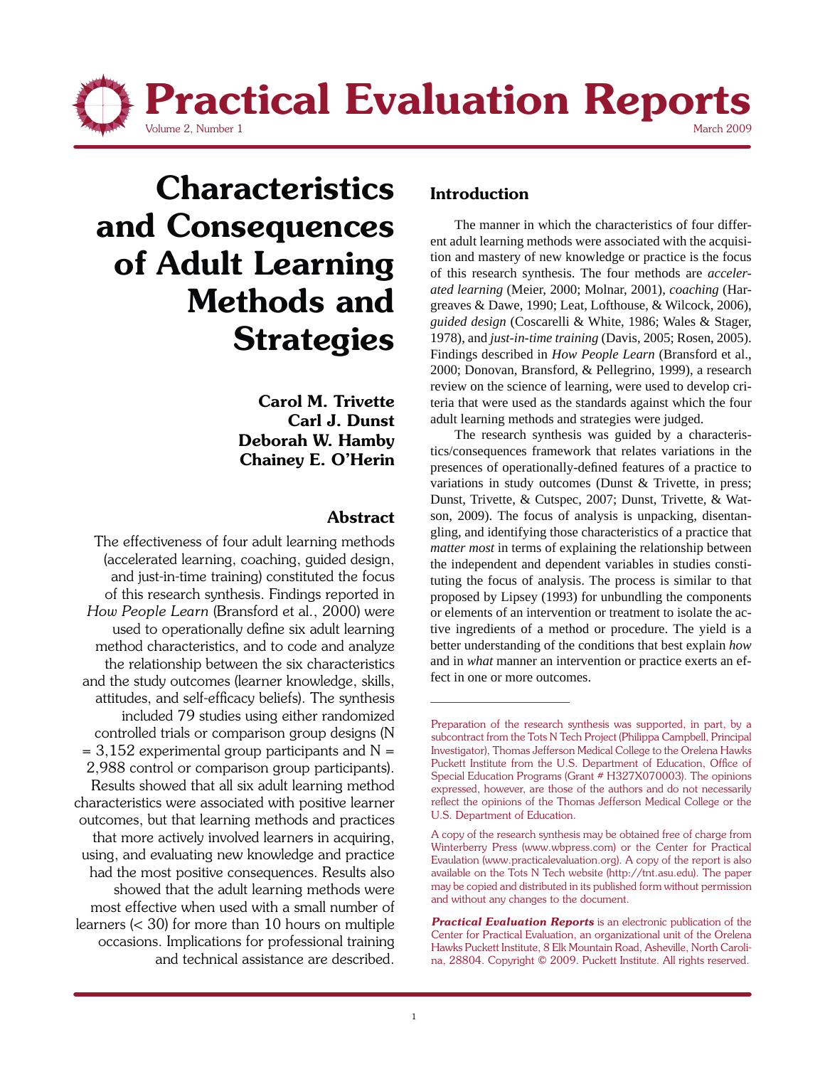# Characteristics and Consequences of Adult Learning Methods and Strategies

**Carol M. Trivette**
**Carl J. Dunst**
**Deborah W. Hamby**
**Chainey E. O'Herin**

## Abstract

The effectiveness of four adult learning methods (accelerated learning, coaching, guided design, and just-in-time training) constituted the focus of this research synthesis. Findings reported in *How People Learn* (Bransford et al., 2000) were used to operationally define six adult learning method characteristics, and to code and analyze the relationship between the six characteristics and the study outcomes (learner knowledge, skills, attitudes, and self-efficacy beliefs). The synthesis included 79 studies using either randomized controlled trials or comparison group designs (N = 3,152 experimental group participants and N = 2,988 control or comparison group participants). Results showed that all six adult learning method characteristics were associated with positive learner outcomes, but that learning methods and practices that more actively involved learners in acquiring, using, and evaluating new knowledge and practice had the most positive consequences. Results also showed that the adult learning methods were most effective when used with a small number of learners (< 30) for more than 10 hours on multiple occasions. Implications for professional training and technical assistance are described.

## Introduction

The manner in which the characteristics of four different adult learning methods were associated with the acquisition and mastery of new knowledge or practice is the focus of this research synthesis. The four methods are *accelerated learning* (Meier, 2000; Molnar, 2001), *coaching* (Hargreaves & Dawe, 1990; Leat, Lofthouse, & Wilcock, 2006), *guided design* (Coscarelli & White, 1986; Wales & Stager, 1978), and *just-in-time training* (Davis, 2005; Rosen, 2005). Findings described in *How People Learn* (Bransford et al., 2000; Donovan, Bransford, & Pellegrino, 1999), a research review on the science of learning, were used to develop criteria that were used as the standards against which the four adult learning methods and strategies were judged.

The research synthesis was guided by a characteristics/consequences framework that relates variations in the presences of operationally-defined features of a practice to variations in study outcomes (Dunst & Trivette, in press; Dunst, Trivette, & Cutspec, 2007; Dunst, Trivette, & Watson, 2009). The focus of analysis is unpacking, disentangling, and identifying those characteristics of a practice that *matter most* in terms of explaining the relationship between the independent and dependent variables in studies constituting the focus of analysis. The process is similar to that proposed by Lipsey (1993) for unbundling the components or elements of an intervention or treatment to isolate the active ingredients of a method or procedure. The yield is a better understanding of the conditions that best explain *how* and in *what* manner an intervention or practice exerts an effect in one or more outcomes.

---

Preparation of the research synthesis was supported, in part, by a subcontract from the Tots N Tech Project (Philippa Campbell, Principal Investigator), Thomas Jefferson Medical College to the Orelena Hawks Puckett Institute from the U.S. Department of Education, Office of Special Education Programs (Grant # H327X070003). The opinions expressed, however, are those of the authors and do not necessarily reflect the opinions of the Thomas Jefferson Medical College or the U.S. Department of Education.

A copy of the research synthesis may be obtained free of charge from Winterberry Press (www.wbpress.com) or the Center for Practical Evaluation (www.practicalevaluation.org). A copy of the report is also available on the Tots N Tech website (http://tnt.asu.edu). The paper may be copied and distributed in its published form without permission and without any changes to the document.

***Practical Evaluation Reports*** is an electronic publication of the Center for Practical Evaluation, an organizational unit of the Orelena Hawks Puckett Institute, 8 Elk Mountain Road, Asheville, North Carolina, 28804. Copyright © 2009. Puckett Institute. All rights reserved.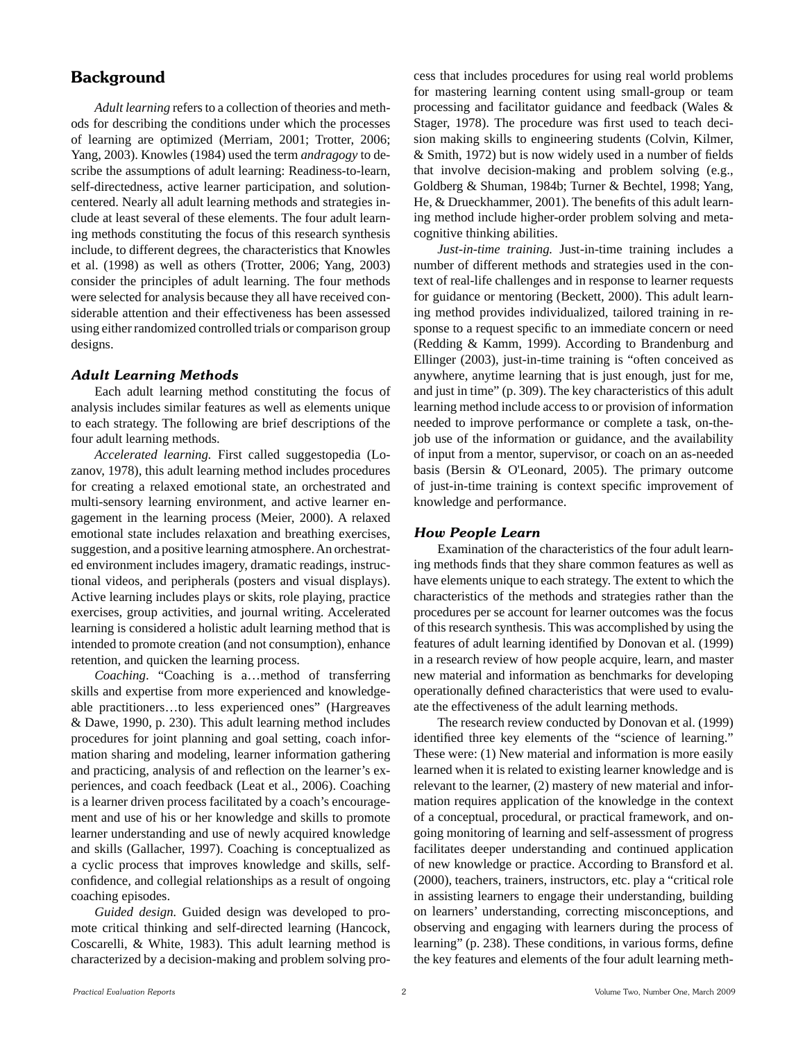## Background

*Adult learning* refers to a collection of theories and methods for describing the conditions under which the processes of learning are optimized (Merriam, 2001; Trotter, 2006; Yang, 2003). Knowles (1984) used the term *andragogy* to describe the assumptions of adult learning: Readiness-to-learn, self-directedness, active learner participation, and solution-centered. Nearly all adult learning methods and strategies include at least several of these elements. The four adult learning methods constituting the focus of this research synthesis include, to different degrees, the characteristics that Knowles et al. (1998) as well as others (Trotter, 2006; Yang, 2003) consider the principles of adult learning. The four methods were selected for analysis because they all have received considerable attention and their effectiveness has been assessed using either randomized controlled trials or comparison group designs.

### *Adult Learning Methods*

Each adult learning method constituting the focus of analysis includes similar features as well as elements unique to each strategy. The following are brief descriptions of the four adult learning methods.

*Accelerated learning.* First called suggestopedia (Lozanov, 1978), this adult learning method includes procedures for creating a relaxed emotional state, an orchestrated and multi-sensory learning environment, and active learner engagement in the learning process (Meier, 2000). A relaxed emotional state includes relaxation and breathing exercises, suggestion, and a positive learning atmosphere. An orchestrated environment includes imagery, dramatic readings, instructional videos, and peripherals (posters and visual displays). Active learning includes plays or skits, role playing, practice exercises, group activities, and journal writing. Accelerated learning is considered a holistic adult learning method that is intended to promote creation (and not consumption), enhance retention, and quicken the learning process.

*Coaching*. "Coaching is a…method of transferring skills and expertise from more experienced and knowledgeable practitioners…to less experienced ones" (Hargreaves & Dawe, 1990, p. 230). This adult learning method includes procedures for joint planning and goal setting, coach information sharing and modeling, learner information gathering and practicing, analysis of and reflection on the learner's experiences, and coach feedback (Leat et al., 2006). Coaching is a learner driven process facilitated by a coach's encouragement and use of his or her knowledge and skills to promote learner understanding and use of newly acquired knowledge and skills (Gallacher, 1997). Coaching is conceptualized as a cyclic process that improves knowledge and skills, self-confidence, and collegial relationships as a result of ongoing coaching episodes.

*Guided design.* Guided design was developed to promote critical thinking and self-directed learning (Hancock, Coscarelli, & White, 1983). This adult learning method is characterized by a decision-making and problem solving process that includes procedures for using real world problems for mastering learning content using small-group or team processing and facilitator guidance and feedback (Wales & Stager, 1978). The procedure was first used to teach decision making skills to engineering students (Colvin, Kilmer, & Smith, 1972) but is now widely used in a number of fields that involve decision-making and problem solving (e.g., Goldberg & Shuman, 1984b; Turner & Bechtel, 1998; Yang, He, & Drueckhammer, 2001). The benefits of this adult learning method include higher-order problem solving and metacognitive thinking abilities.

*Just-in-time training.* Just-in-time training includes a number of different methods and strategies used in the context of real-life challenges and in response to learner requests for guidance or mentoring (Beckett, 2000). This adult learning method provides individualized, tailored training in response to a request specific to an immediate concern or need (Redding & Kamm, 1999). According to Brandenburg and Ellinger (2003), just-in-time training is "often conceived as anywhere, anytime learning that is just enough, just for me, and just in time" (p. 309). The key characteristics of this adult learning method include access to or provision of information needed to improve performance or complete a task, on-the-job use of the information or guidance, and the availability of input from a mentor, supervisor, or coach on an as-needed basis (Bersin & O'Leonard, 2005). The primary outcome of just-in-time training is context specific improvement of knowledge and performance.

### *How People Learn*

Examination of the characteristics of the four adult learning methods finds that they share common features as well as have elements unique to each strategy. The extent to which the characteristics of the methods and strategies rather than the procedures per se account for learner outcomes was the focus of this research synthesis. This was accomplished by using the features of adult learning identified by Donovan et al. (1999) in a research review of how people acquire, learn, and master new material and information as benchmarks for developing operationally defined characteristics that were used to evaluate the effectiveness of the adult learning methods.

The research review conducted by Donovan et al. (1999) identified three key elements of the "science of learning." These were: (1) New material and information is more easily learned when it is related to existing learner knowledge and is relevant to the learner, (2) mastery of new material and information requires application of the knowledge in the context of a conceptual, procedural, or practical framework, and ongoing monitoring of learning and self-assessment of progress facilitates deeper understanding and continued application of new knowledge or practice. According to Bransford et al. (2000), teachers, trainers, instructors, etc. play a "critical role in assisting learners to engage their understanding, building on learners' understanding, correcting misconceptions, and observing and engaging with learners during the process of learning" (p. 238). These conditions, in various forms, define the key features and elements of the four adult learning meth-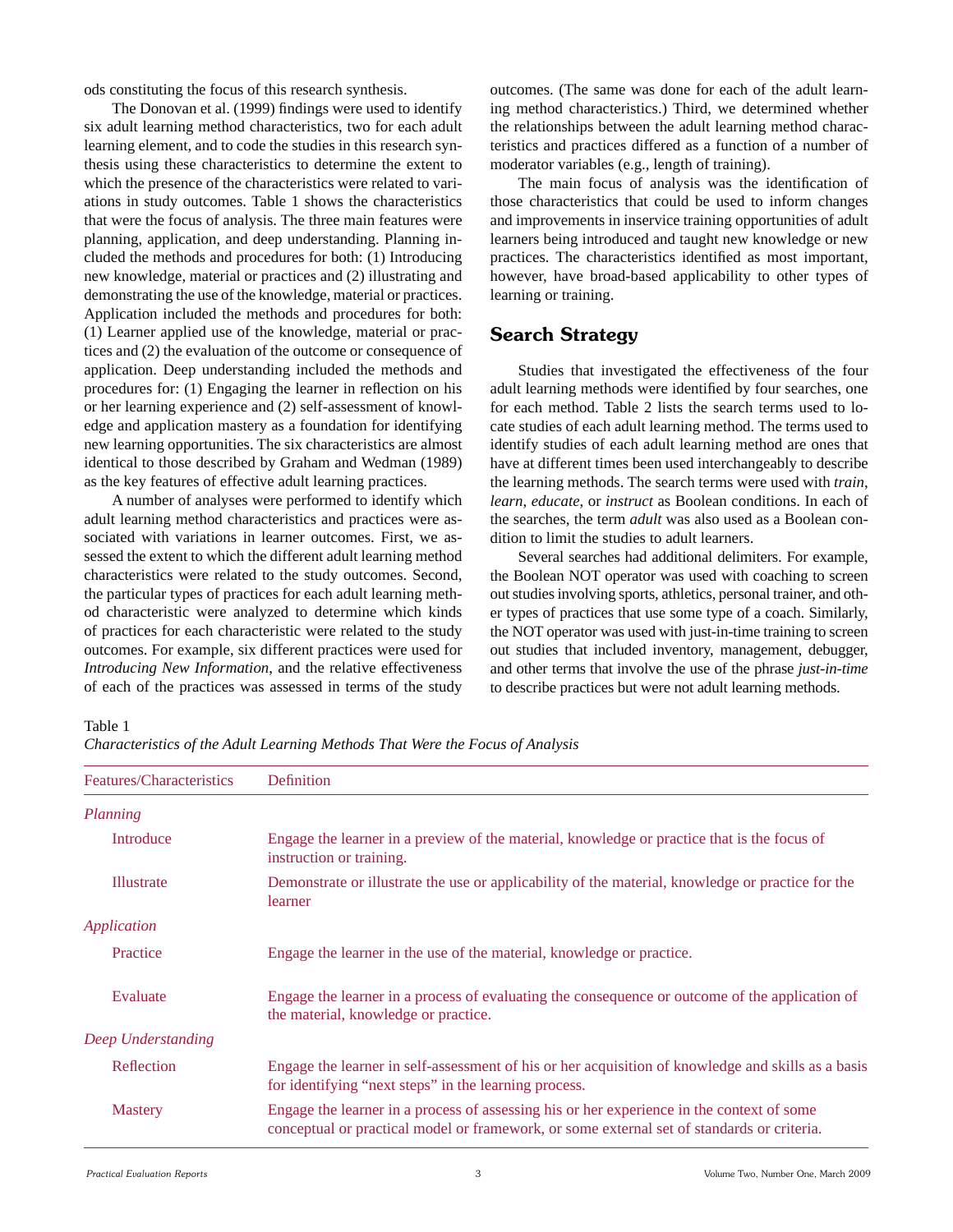ods constituting the focus of this research synthesis.

The Donovan et al. (1999) findings were used to identify six adult learning method characteristics, two for each adult learning element, and to code the studies in this research synthesis using these characteristics to determine the extent to which the presence of the characteristics were related to variations in study outcomes. Table 1 shows the characteristics that were the focus of analysis. The three main features were planning, application, and deep understanding. Planning included the methods and procedures for both: (1) Introducing new knowledge, material or practices and (2) illustrating and demonstrating the use of the knowledge, material or practices. Application included the methods and procedures for both: (1) Learner applied use of the knowledge, material or practices and (2) the evaluation of the outcome or consequence of application. Deep understanding included the methods and procedures for: (1) Engaging the learner in reflection on his or her learning experience and (2) self-assessment of knowledge and application mastery as a foundation for identifying new learning opportunities. The six characteristics are almost identical to those described by Graham and Wedman (1989) as the key features of effective adult learning practices.

A number of analyses were performed to identify which adult learning method characteristics and practices were associated with variations in learner outcomes. First, we assessed the extent to which the different adult learning method characteristics were related to the study outcomes. Second, the particular types of practices for each adult learning method characteristic were analyzed to determine which kinds of practices for each characteristic were related to the study outcomes. For example, six different practices were used for *Introducing New Information*, and the relative effectiveness of each of the practices was assessed in terms of the study outcomes. (The same was done for each of the adult learning method characteristics.) Third, we determined whether the relationships between the adult learning method characteristics and practices differed as a function of a number of moderator variables (e.g., length of training).

The main focus of analysis was the identification of those characteristics that could be used to inform changes and improvements in inservice training opportunities of adult learners being introduced and taught new knowledge or new practices. The characteristics identified as most important, however, have broad-based applicability to other types of learning or training.

## Search Strategy

Studies that investigated the effectiveness of the four adult learning methods were identified by four searches, one for each method. Table 2 lists the search terms used to locate studies of each adult learning method. The terms used to identify studies of each adult learning method are ones that have at different times been used interchangeably to describe the learning methods. The search terms were used with *train*, *learn*, *educate*, or *instruct* as Boolean conditions. In each of the searches, the term *adult* was also used as a Boolean condition to limit the studies to adult learners.

Several searches had additional delimiters. For example, the Boolean NOT operator was used with coaching to screen out studies involving sports, athletics, personal trainer, and other types of practices that use some type of a coach. Similarly, the NOT operator was used with just-in-time training to screen out studies that included inventory, management, debugger, and other terms that involve the use of the phrase *just-in-time* to describe practices but were not adult learning methods.

Table 1
*Characteristics of the Adult Learning Methods That Were the Focus of Analysis*

| Features/Characteristics | Definition |
|---|---|
| *Planning* | |
| Introduce | Engage the learner in a preview of the material, knowledge or practice that is the focus of instruction or training. |
| Illustrate | Demonstrate or illustrate the use or applicability of the material, knowledge or practice for the learner |
| *Application* | |
| Practice | Engage the learner in the use of the material, knowledge or practice. |
| Evaluate | Engage the learner in a process of evaluating the consequence or outcome of the application of the material, knowledge or practice. |
| *Deep Understanding* | |
| Reflection | Engage the learner in self-assessment of his or her acquisition of knowledge and skills as a basis for identifying "next steps" in the learning process. |
| Mastery | Engage the learner in a process of assessing his or her experience in the context of some conceptual or practical model or framework, or some external set of standards or criteria. |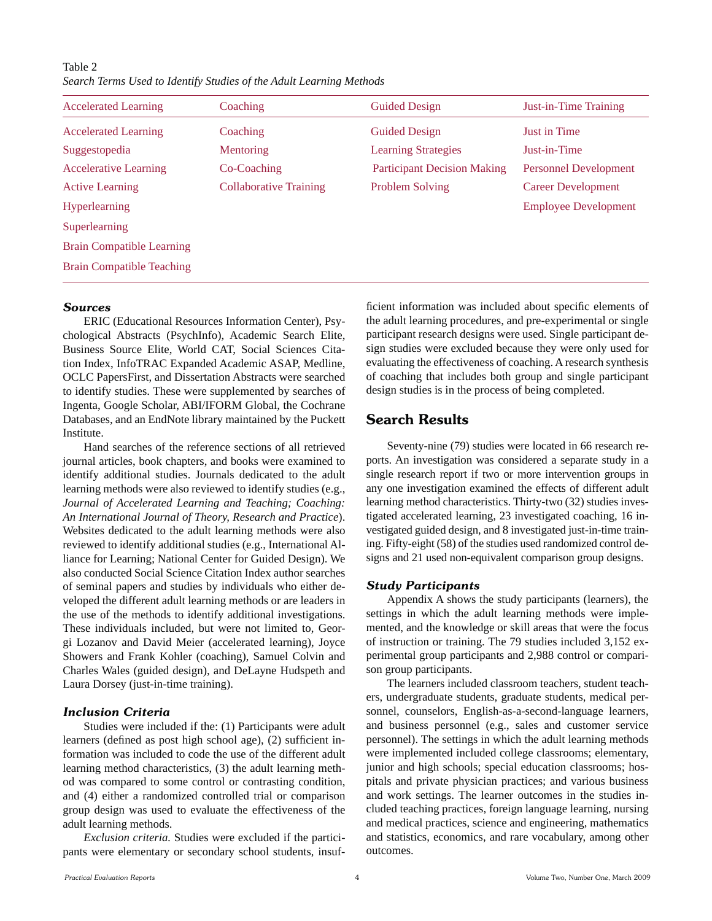Table 2
*Search Terms Used to Identify Studies of the Adult Learning Methods*

| Accelerated Learning | Coaching | Guided Design | Just-in-Time Training |
|---|---|---|---|
| Accelerated Learning | Coaching | Guided Design | Just in Time |
| Suggestopedia | Mentoring | Learning Strategies | Just-in-Time |
| Accelerative Learning | Co-Coaching | Participant Decision Making | Personnel Development |
| Active Learning | Collaborative Training | Problem Solving | Career Development |
| Hyperlearning | | | Employee Development |
| Superlearning | | | |
| Brain Compatible Learning | | | |
| Brain Compatible Teaching | | | |

### *Sources*

ERIC (Educational Resources Information Center), Psychological Abstracts (PsychInfo), Academic Search Elite, Business Source Elite, World CAT, Social Sciences Citation Index, InfoTRAC Expanded Academic ASAP, Medline, OCLC PapersFirst, and Dissertation Abstracts were searched to identify studies. These were supplemented by searches of Ingenta, Google Scholar, ABI/IFORM Global, the Cochrane Databases, and an EndNote library maintained by the Puckett Institute.

Hand searches of the reference sections of all retrieved journal articles, book chapters, and books were examined to identify additional studies. Journals dedicated to the adult learning methods were also reviewed to identify studies (e.g., *Journal of Accelerated Learning and Teaching; Coaching: An International Journal of Theory, Research and Practice*). Websites dedicated to the adult learning methods were also reviewed to identify additional studies (e.g., International Alliance for Learning; National Center for Guided Design). We also conducted Social Science Citation Index author searches of seminal papers and studies by individuals who either developed the different adult learning methods or are leaders in the use of the methods to identify additional investigations. These individuals included, but were not limited to, Georgi Lozanov and David Meier (accelerated learning), Joyce Showers and Frank Kohler (coaching), Samuel Colvin and Charles Wales (guided design), and DeLayne Hudspeth and Laura Dorsey (just-in-time training).

### *Inclusion Criteria*

Studies were included if the: (1) Participants were adult learners (defined as post high school age), (2) sufficient information was included to code the use of the different adult learning method characteristics, (3) the adult learning method was compared to some control or contrasting condition, and (4) either a randomized controlled trial or comparison group design was used to evaluate the effectiveness of the adult learning methods.

*Exclusion criteria.* Studies were excluded if the participants were elementary or secondary school students, insufficient information was included about specific elements of the adult learning procedures, and pre-experimental or single participant research designs were used. Single participant design studies were excluded because they were only used for evaluating the effectiveness of coaching. A research synthesis of coaching that includes both group and single participant design studies is in the process of being completed.

## Search Results

Seventy-nine (79) studies were located in 66 research reports. An investigation was considered a separate study in a single research report if two or more intervention groups in any one investigation examined the effects of different adult learning method characteristics. Thirty-two (32) studies investigated accelerated learning, 23 investigated coaching, 16 investigated guided design, and 8 investigated just-in-time training. Fifty-eight (58) of the studies used randomized control designs and 21 used non-equivalent comparison group designs.

### *Study Participants*

Appendix A shows the study participants (learners), the settings in which the adult learning methods were implemented, and the knowledge or skill areas that were the focus of instruction or training. The 79 studies included 3,152 experimental group participants and 2,988 control or comparison group participants.

The learners included classroom teachers, student teachers, undergraduate students, graduate students, medical personnel, counselors, English-as-a-second-language learners, and business personnel (e.g., sales and customer service personnel). The settings in which the adult learning methods were implemented included college classrooms; elementary, junior and high schools; special education classrooms; hospitals and private physician practices; and various business and work settings. The learner outcomes in the studies included teaching practices, foreign language learning, nursing and medical practices, science and engineering, mathematics and statistics, economics, and rare vocabulary, among other outcomes.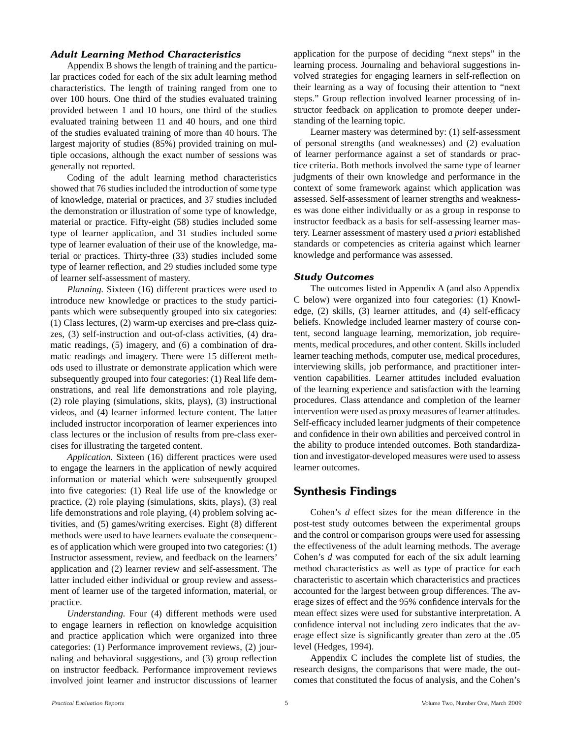### *Adult Learning Method Characteristics*

Appendix B shows the length of training and the particular practices coded for each of the six adult learning method characteristics. The length of training ranged from one to over 100 hours. One third of the studies evaluated training provided between 1 and 10 hours, one third of the studies evaluated training between 11 and 40 hours, and one third of the studies evaluated training of more than 40 hours. The largest majority of studies (85%) provided training on multiple occasions, although the exact number of sessions was generally not reported.

Coding of the adult learning method characteristics showed that 76 studies included the introduction of some type of knowledge, material or practices, and 37 studies included the demonstration or illustration of some type of knowledge, material or practice. Fifty-eight (58) studies included some type of learner application, and 31 studies included some type of learner evaluation of their use of the knowledge, material or practices. Thirty-three (33) studies included some type of learner reflection, and 29 studies included some type of learner self-assessment of mastery.

*Planning.* Sixteen (16) different practices were used to introduce new knowledge or practices to the study participants which were subsequently grouped into six categories: (1) Class lectures, (2) warm-up exercises and pre-class quizzes, (3) self-instruction and out-of-class activities, (4) dramatic readings, (5) imagery, and (6) a combination of dramatic readings and imagery. There were 15 different methods used to illustrate or demonstrate application which were subsequently grouped into four categories: (1) Real life demonstrations, and real life demonstrations and role playing, (2) role playing (simulations, skits, plays), (3) instructional videos, and (4) learner informed lecture content. The latter included instructor incorporation of learner experiences into class lectures or the inclusion of results from pre-class exercises for illustrating the targeted content.

*Application.* Sixteen (16) different practices were used to engage the learners in the application of newly acquired information or material which were subsequently grouped into five categories: (1) Real life use of the knowledge or practice, (2) role playing (simulations, skits, plays), (3) real life demonstrations and role playing, (4) problem solving activities, and (5) games/writing exercises. Eight (8) different methods were used to have learners evaluate the consequences of application which were grouped into two categories: (1) Instructor assessment, review, and feedback on the learners' application and (2) learner review and self-assessment. The latter included either individual or group review and assessment of learner use of the targeted information, material, or practice.

*Understanding.* Four (4) different methods were used to engage learners in reflection on knowledge acquisition and practice application which were organized into three categories: (1) Performance improvement reviews, (2) journaling and behavioral suggestions, and (3) group reflection on instructor feedback. Performance improvement reviews involved joint learner and instructor discussions of learner application for the purpose of deciding "next steps" in the learning process. Journaling and behavioral suggestions involved strategies for engaging learners in self-reflection on their learning as a way of focusing their attention to "next steps." Group reflection involved learner processing of instructor feedback on application to promote deeper understanding of the learning topic.

Learner mastery was determined by: (1) self-assessment of personal strengths (and weaknesses) and (2) evaluation of learner performance against a set of standards or practice criteria. Both methods involved the same type of learner judgments of their own knowledge and performance in the context of some framework against which application was assessed. Self-assessment of learner strengths and weaknesses was done either individually or as a group in response to instructor feedback as a basis for self-assessing learner mastery. Learner assessment of mastery used *a priori* established standards or competencies as criteria against which learner knowledge and performance was assessed.

### *Study Outcomes*

The outcomes listed in Appendix A (and also Appendix C below) were organized into four categories: (1) Knowledge, (2) skills, (3) learner attitudes, and (4) self-efficacy beliefs. Knowledge included learner mastery of course content, second language learning, memorization, job requirements, medical procedures, and other content. Skills included learner teaching methods, computer use, medical procedures, interviewing skills, job performance, and practitioner intervention capabilities. Learner attitudes included evaluation of the learning experience and satisfaction with the learning procedures. Class attendance and completion of the learner intervention were used as proxy measures of learner attitudes. Self-efficacy included learner judgments of their competence and confidence in their own abilities and perceived control in the ability to produce intended outcomes. Both standardization and investigator-developed measures were used to assess learner outcomes.

## Synthesis Findings

Cohen's *d* effect sizes for the mean difference in the post-test study outcomes between the experimental groups and the control or comparison groups were used for assessing the effectiveness of the adult learning methods. The average Cohen's *d* was computed for each of the six adult learning method characteristics as well as type of practice for each characteristic to ascertain which characteristics and practices accounted for the largest between group differences. The average sizes of effect and the 95% confidence intervals for the mean effect sizes were used for substantive interpretation. A confidence interval not including zero indicates that the average effect size is significantly greater than zero at the .05 level (Hedges, 1994).

Appendix C includes the complete list of studies, the research designs, the comparisons that were made, the outcomes that constituted the focus of analysis, and the Cohen's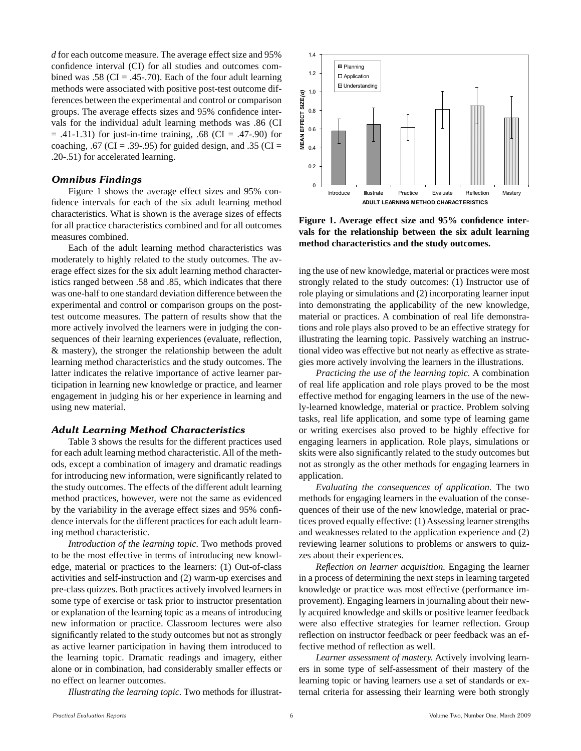*d* for each outcome measure. The average effect size and 95% confidence interval (CI) for all studies and outcomes combined was .58 (CI = .45-.70). Each of the four adult learning methods were associated with positive post-test outcome differences between the experimental and control or comparison groups. The average effects sizes and 95% confidence intervals for the individual adult learning methods was .86 (CI = .41-1.31) for just-in-time training, .68 (CI = .47-.90) for coaching, .67 (CI = .39-.95) for guided design, and .35 (CI = .20-.51) for accelerated learning.

### *Omnibus Findings*

Figure 1 shows the average effect sizes and 95% confidence intervals for each of the six adult learning method characteristics. What is shown is the average sizes of effects for all practice characteristics combined and for all outcomes measures combined.

Each of the adult learning method characteristics was moderately to highly related to the study outcomes. The average effect sizes for the six adult learning method characteristics ranged between .58 and .85, which indicates that there was one-half to one standard deviation difference between the experimental and control or comparison groups on the post-test outcome measures. The pattern of results show that the more actively involved the learners were in judging the consequences of their learning experiences (evaluate, reflection, & mastery), the stronger the relationship between the adult learning method characteristics and the study outcomes. The latter indicates the relative importance of active learner participation in learning new knowledge or practice, and learner engagement in judging his or her experience in learning and using new material.

**Figure 1. Average effect size and 95% confidence intervals for the relationship between the six adult learning method characteristics and the study outcomes.**

### *Adult Learning Method Characteristics*

Table 3 shows the results for the different practices used for each adult learning method characteristic. All of the methods, except a combination of imagery and dramatic readings for introducing new information, were significantly related to the study outcomes. The effects of the different adult learning method practices, however, were not the same as evidenced by the variability in the average effect sizes and 95% confidence intervals for the different practices for each adult learning method characteristic.

*Introduction of the learning topic.* Two methods proved to be the most effective in terms of introducing new knowledge, material or practices to the learners: (1) Out-of-class activities and self-instruction and (2) warm-up exercises and pre-class quizzes. Both practices actively involved learners in some type of exercise or task prior to instructor presentation or explanation of the learning topic as a means of introducing new information or practice. Classroom lectures were also significantly related to the study outcomes but not as strongly as active learner participation in having them introduced to the learning topic. Dramatic readings and imagery, either alone or in combination, had considerably smaller effects or no effect on learner outcomes.

*Illustrating the learning topic.* Two methods for illustrating the use of new knowledge, material or practices were most strongly related to the study outcomes: (1) Instructor use of role playing or simulations and (2) incorporating learner input into demonstrating the applicability of the new knowledge, material or practices. A combination of real life demonstrations and role plays also proved to be an effective strategy for illustrating the learning topic. Passively watching an instructional video was effective but not nearly as effective as strategies more actively involving the learners in the illustrations.

*Practicing the use of the learning topic.* A combination of real life application and role plays proved to be the most effective method for engaging learners in the use of the newly-learned knowledge, material or practice. Problem solving tasks, real life application, and some type of learning game or writing exercises also proved to be highly effective for engaging learners in application. Role plays, simulations or skits were also significantly related to the study outcomes but not as strongly as the other methods for engaging learners in application.

*Evaluating the consequences of application.* The two methods for engaging learners in the evaluation of the consequences of their use of the new knowledge, material or practices proved equally effective: (1) Assessing learner strengths and weaknesses related to the application experience and (2) reviewing learner solutions to problems or answers to quizzes about their experiences.

*Reflection on learner acquisition.* Engaging the learner in a process of determining the next steps in learning targeted knowledge or practice was most effective (performance improvement). Engaging learners in journaling about their newly acquired knowledge and skills or positive learner feedback were also effective strategies for learner reflection. Group reflection on instructor feedback or peer feedback was an effective method of reflection as well.

*Learner assessment of mastery.* Actively involving learners in some type of self-assessment of their mastery of the learning topic or having learners use a set of standards or external criteria for assessing their learning were both strongly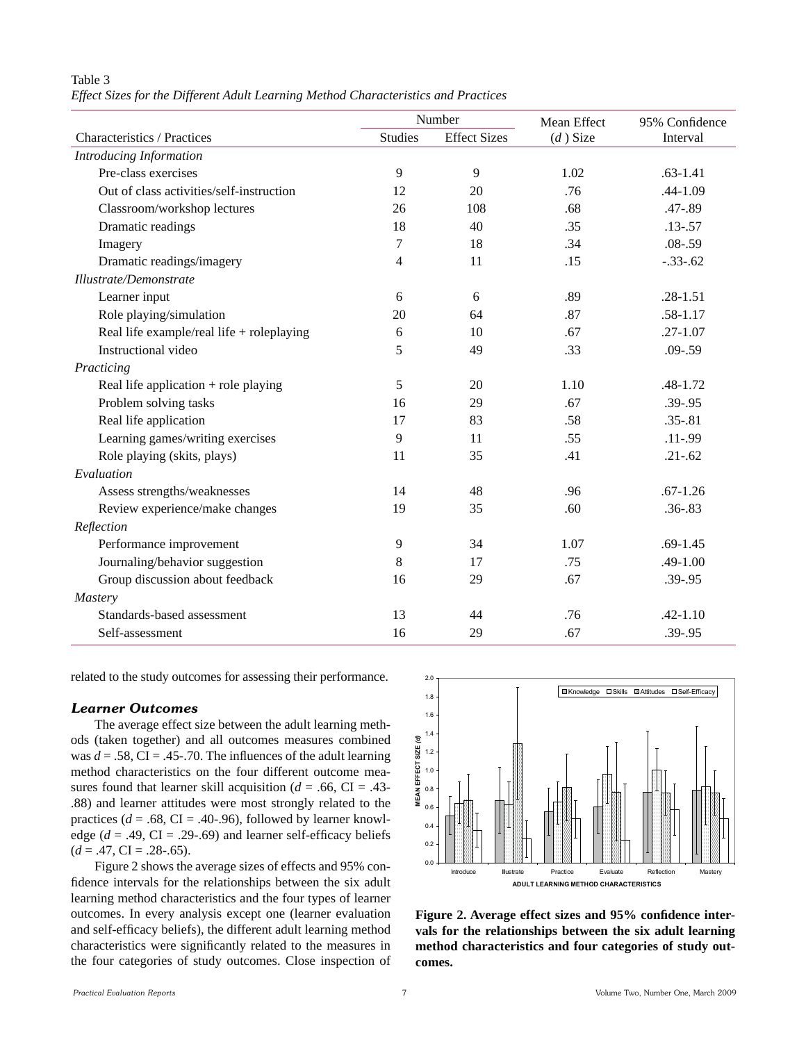Table 3
*Effect Sizes for the Different Adult Learning Method Characteristics and Practices*

| Characteristics / Practices | Number | | Mean Effect | 95% Confidence |
|---|---|---|---|---|
| | Studies | Effect Sizes | ($d$) Size | Interval |
| *Introducing Information* | | | | |
| Pre-class exercises | 9 | 9 | 1.02 | .63-1.41 |
| Out of class activities/self-instruction | 12 | 20 | .76 | .44-1.09 |
| Classroom/workshop lectures | 26 | 108 | .68 | .47-.89 |
| Dramatic readings | 18 | 40 | .35 | .13-.57 |
| Imagery | 7 | 18 | .34 | .08-.59 |
| Dramatic readings/imagery | 4 | 11 | .15 | -.33-.62 |
| *Illustrate/Demonstrate* | | | | |
| Learner input | 6 | 6 | .89 | .28-1.51 |
| Role playing/simulation | 20 | 64 | .87 | .58-1.17 |
| Real life example/real life + roleplaying | 6 | 10 | .67 | .27-1.07 |
| Instructional video | 5 | 49 | .33 | .09-.59 |
| *Practicing* | | | | |
| Real life application + role playing | 5 | 20 | 1.10 | .48-1.72 |
| Problem solving tasks | 16 | 29 | .67 | .39-.95 |
| Real life application | 17 | 83 | .58 | .35-.81 |
| Learning games/writing exercises | 9 | 11 | .55 | .11-.99 |
| Role playing (skits, plays) | 11 | 35 | .41 | .21-.62 |
| *Evaluation* | | | | |
| Assess strengths/weaknesses | 14 | 48 | .96 | .67-1.26 |
| Review experience/make changes | 19 | 35 | .60 | .36-.83 |
| *Reflection* | | | | |
| Performance improvement | 9 | 34 | 1.07 | .69-1.45 |
| Journaling/behavior suggestion | 8 | 17 | .75 | .49-1.00 |
| Group discussion about feedback | 16 | 29 | .67 | .39-.95 |
| *Mastery* | | | | |
| Standards-based assessment | 13 | 44 | .76 | .42-1.10 |
| Self-assessment | 16 | 29 | .67 | .39-.95 |

related to the study outcomes for assessing their performance.

### *Learner Outcomes*

The average effect size between the adult learning methods (taken together) and all outcomes measures combined was $d = .58$, CI = .45-.70. The influences of the adult learning method characteristics on the four different outcome measures found that learner skill acquisition ($d = .66$, CI = .43-.88) and learner attitudes were most strongly related to the practices ($d = .68$, CI = .40-.96), followed by learner knowledge ($d = .49$, CI = .29-.69) and learner self-efficacy beliefs ($d = .47$, CI = .28-.65).

Figure 2 shows the average sizes of effects and 95% confidence intervals for the relationships between the six adult learning method characteristics and the four types of learner outcomes. In every analysis except one (learner evaluation and self-efficacy beliefs), the different adult learning method characteristics were significantly related to the measures in the four categories of study outcomes. Close inspection of

**Figure 2. Average effect sizes and 95% confidence intervals for the relationships between the six adult learning method characteristics and four categories of study outcomes.**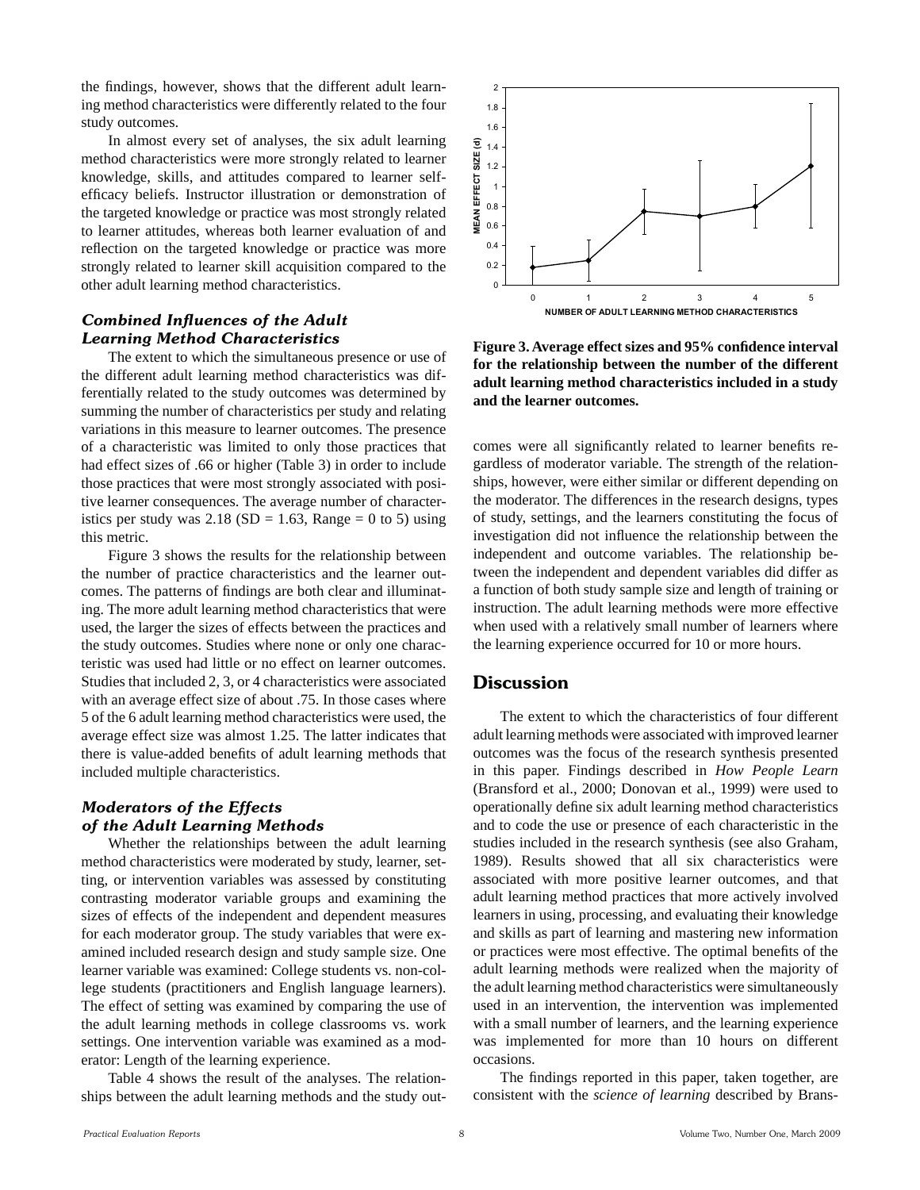the findings, however, shows that the different adult learning method characteristics were differently related to the four study outcomes.

In almost every set of analyses, the six adult learning method characteristics were more strongly related to learner knowledge, skills, and attitudes compared to learner self-efficacy beliefs. Instructor illustration or demonstration of the targeted knowledge or practice was most strongly related to learner attitudes, whereas both learner evaluation of and reflection on the targeted knowledge or practice was more strongly related to learner skill acquisition compared to the other adult learning method characteristics.

### *Combined Influences of the Adult Learning Method Characteristics*

The extent to which the simultaneous presence or use of the different adult learning method characteristics was differentially related to the study outcomes was determined by summing the number of characteristics per study and relating variations in this measure to learner outcomes. The presence of a characteristic was limited to only those practices that had effect sizes of .66 or higher (Table 3) in order to include those practices that were most strongly associated with positive learner consequences. The average number of characteristics per study was 2.18 (SD = 1.63, Range = 0 to 5) using this metric.

Figure 3 shows the results for the relationship between the number of practice characteristics and the learner outcomes. The patterns of findings are both clear and illuminating. The more adult learning method characteristics that were used, the larger the sizes of effects between the practices and the study outcomes. Studies where none or only one characteristic was used had little or no effect on learner outcomes. Studies that included 2, 3, or 4 characteristics were associated with an average effect size of about .75. In those cases where 5 of the 6 adult learning method characteristics were used, the average effect size was almost 1.25. The latter indicates that there is value-added benefits of adult learning methods that included multiple characteristics.

### *Moderators of the Effects of the Adult Learning Methods*

Whether the relationships between the adult learning method characteristics were moderated by study, learner, setting, or intervention variables was assessed by constituting contrasting moderator variable groups and examining the sizes of effects of the independent and dependent measures for each moderator group. The study variables that were examined included research design and study sample size. One learner variable was examined: College students vs. non-college students (practitioners and English language learners). The effect of setting was examined by comparing the use of the adult learning methods in college classrooms vs. work settings. One intervention variable was examined as a moderator: Length of the learning experience.

Table 4 shows the result of the analyses. The relationships between the adult learning methods and the study outcomes were all significantly related to learner benefits regardless of moderator variable. The strength of the relationships, however, were either similar or different depending on the moderator. The differences in the research designs, types of study, settings, and the learners constituting the focus of investigation did not influence the relationship between the independent and outcome variables. The relationship between the independent and dependent variables did differ as a function of both study sample size and length of training or instruction. The adult learning methods were more effective when used with a relatively small number of learners where the learning experience occurred for 10 or more hours.

**Figure 3. Average effect sizes and 95% confidence interval for the relationship between the number of the different adult learning method characteristics included in a study and the learner outcomes.**

## Discussion

The extent to which the characteristics of four different adult learning methods were associated with improved learner outcomes was the focus of the research synthesis presented in this paper. Findings described in *How People Learn* (Bransford et al., 2000; Donovan et al., 1999) were used to operationally define six adult learning method characteristics and to code the use or presence of each characteristic in the studies included in the research synthesis (see also Graham, 1989). Results showed that all six characteristics were associated with more positive learner outcomes, and that adult learning method practices that more actively involved learners in using, processing, and evaluating their knowledge and skills as part of learning and mastering new information or practices were most effective. The optimal benefits of the adult learning methods were realized when the majority of the adult learning method characteristics were simultaneously used in an intervention, the intervention was implemented with a small number of learners, and the learning experience was implemented for more than 10 hours on different occasions.

The findings reported in this paper, taken together, are consistent with the *science of learning* described by Brans-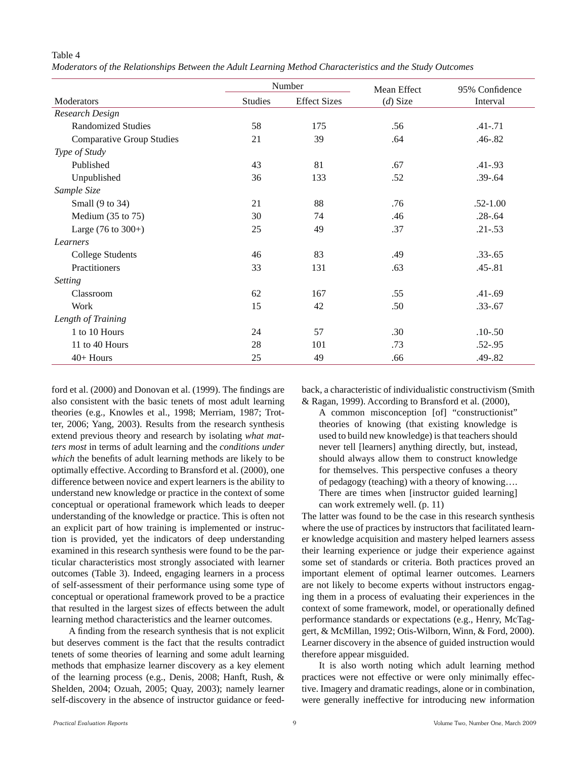Table 4

*Moderators of the Relationships Between the Adult Learning Method Characteristics and the Study Outcomes*

| Moderators | Number | | Mean Effect | 95% Confidence |
|---|---|---|---|---|
| | Studies | Effect Sizes | ($d$) Size | Interval |
| *Research Design* | | | | |
| Randomized Studies | 58 | 175 | .56 | .41-.71 |
| Comparative Group Studies | 21 | 39 | .64 | .46-.82 |
| *Type of Study* | | | | |
| Published | 43 | 81 | .67 | .41-.93 |
| Unpublished | 36 | 133 | .52 | .39-.64 |
| *Sample Size* | | | | |
| Small (9 to 34) | 21 | 88 | .76 | .52-1.00 |
| Medium (35 to 75) | 30 | 74 | .46 | .28-.64 |
| Large (76 to 300+) | 25 | 49 | .37 | .21-.53 |
| *Learners* | | | | |
| College Students | 46 | 83 | .49 | .33-.65 |
| Practitioners | 33 | 131 | .63 | .45-.81 |
| *Setting* | | | | |
| Classroom | 62 | 167 | .55 | .41-.69 |
| Work | 15 | 42 | .50 | .33-.67 |
| *Length of Training* | | | | |
| 1 to 10 Hours | 24 | 57 | .30 | .10-.50 |
| 11 to 40 Hours | 28 | 101 | .73 | .52-.95 |
| 40+ Hours | 25 | 49 | .66 | .49-.82 |

ford et al. (2000) and Donovan et al. (1999). The findings are also consistent with the basic tenets of most adult learning theories (e.g., Knowles et al., 1998; Merriam, 1987; Trotter, 2006; Yang, 2003). Results from the research synthesis extend previous theory and research by isolating *what matters most* in terms of adult learning and the *conditions under which* the benefits of adult learning methods are likely to be optimally effective. According to Bransford et al. (2000), one difference between novice and expert learners is the ability to understand new knowledge or practice in the context of some conceptual or operational framework which leads to deeper understanding of the knowledge or practice. This is often not an explicit part of how training is implemented or instruction is provided, yet the indicators of deep understanding examined in this research synthesis were found to be the particular characteristics most strongly associated with learner outcomes (Table 3). Indeed, engaging learners in a process of self-assessment of their performance using some type of conceptual or operational framework proved to be a practice that resulted in the largest sizes of effects between the adult learning method characteristics and the learner outcomes.

A finding from the research synthesis that is not explicit but deserves comment is the fact that the results contradict tenets of some theories of learning and some adult learning methods that emphasize learner discovery as a key element of the learning process (e.g., Denis, 2008; Hanft, Rush, & Shelden, 2004; Ozuah, 2005; Quay, 2003); namely learner self-discovery in the absence of instructor guidance or feedback, a characteristic of individualistic constructivism (Smith & Ragan, 1999). According to Bransford et al. (2000),

> A common misconception [of] "constructionist" theories of knowing (that existing knowledge is used to build new knowledge) is that teachers should never tell [learners] anything directly, but, instead, should always allow them to construct knowledge for themselves. This perspective confuses a theory of pedagogy (teaching) with a theory of knowing…. There are times when [instructor guided learning] can work extremely well. (p. 11)

The latter was found to be the case in this research synthesis where the use of practices by instructors that facilitated learner knowledge acquisition and mastery helped learners assess their learning experience or judge their experience against some set of standards or criteria. Both practices proved an important element of optimal learner outcomes. Learners are not likely to become experts without instructors engaging them in a process of evaluating their experiences in the context of some framework, model, or operationally defined performance standards or expectations (e.g., Henry, McTaggert, & McMillan, 1992; Otis-Wilborn, Winn, & Ford, 2000). Learner discovery in the absence of guided instruction would therefore appear misguided.

It is also worth noting which adult learning method practices were not effective or were only minimally effective. Imagery and dramatic readings, alone or in combination, were generally ineffective for introducing new information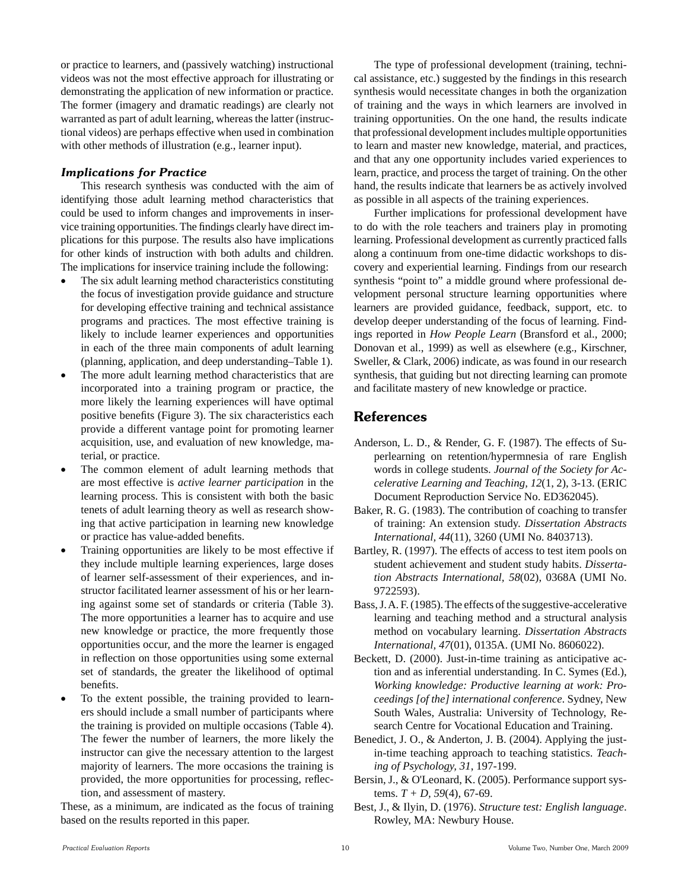or practice to learners, and (passively watching) instructional videos was not the most effective approach for illustrating or demonstrating the application of new information or practice. The former (imagery and dramatic readings) are clearly not warranted as part of adult learning, whereas the latter (instructional videos) are perhaps effective when used in combination with other methods of illustration (e.g., learner input).

### *Implications for Practice*

This research synthesis was conducted with the aim of identifying those adult learning method characteristics that could be used to inform changes and improvements in inservice training opportunities. The findings clearly have direct implications for this purpose. The results also have implications for other kinds of instruction with both adults and children. The implications for inservice training include the following:

- The six adult learning method characteristics constituting the focus of investigation provide guidance and structure for developing effective training and technical assistance programs and practices. The most effective training is likely to include learner experiences and opportunities in each of the three main components of adult learning (planning, application, and deep understanding–Table 1).
- The more adult learning method characteristics that are incorporated into a training program or practice, the more likely the learning experiences will have optimal positive benefits (Figure 3). The six characteristics each provide a different vantage point for promoting learner acquisition, use, and evaluation of new knowledge, material, or practice.
- The common element of adult learning methods that are most effective is *active learner participation* in the learning process. This is consistent with both the basic tenets of adult learning theory as well as research showing that active participation in learning new knowledge or practice has value-added benefits.
- Training opportunities are likely to be most effective if they include multiple learning experiences, large doses of learner self-assessment of their experiences, and instructor facilitated learner assessment of his or her learning against some set of standards or criteria (Table 3). The more opportunities a learner has to acquire and use new knowledge or practice, the more frequently those opportunities occur, and the more the learner is engaged in reflection on those opportunities using some external set of standards, the greater the likelihood of optimal benefits.
- To the extent possible, the training provided to learners should include a small number of participants where the training is provided on multiple occasions (Table 4). The fewer the number of learners, the more likely the instructor can give the necessary attention to the largest majority of learners. The more occasions the training is provided, the more opportunities for processing, reflection, and assessment of mastery.

These, as a minimum, are indicated as the focus of training based on the results reported in this paper.

The type of professional development (training, technical assistance, etc.) suggested by the findings in this research synthesis would necessitate changes in both the organization of training and the ways in which learners are involved in training opportunities. On the one hand, the results indicate that professional development includes multiple opportunities to learn and master new knowledge, material, and practices, and that any one opportunity includes varied experiences to learn, practice, and process the target of training. On the other hand, the results indicate that learners be as actively involved as possible in all aspects of the training experiences.

Further implications for professional development have to do with the role teachers and trainers play in promoting learning. Professional development as currently practiced falls along a continuum from one-time didactic workshops to discovery and experiential learning. Findings from our research synthesis "point to" a middle ground where professional development personal structure learning opportunities where learners are provided guidance, feedback, support, etc. to develop deeper understanding of the focus of learning. Findings reported in *How People Learn* (Bransford et al., 2000; Donovan et al., 1999) as well as elsewhere (e.g., Kirschner, Sweller, & Clark, 2006) indicate, as was found in our research synthesis, that guiding but not directing learning can promote and facilitate mastery of new knowledge or practice.

## References

Anderson, L. D., & Render, G. F. (1987). The effects of Superlearning on retention/hypermnesia of rare English words in college students. *Journal of the Society for Accelerative Learning and Teaching, 12*(1, 2), 3-13. (ERIC Document Reproduction Service No. ED362045).

Baker, R. G. (1983). The contribution of coaching to transfer of training: An extension study. *Dissertation Abstracts International, 44*(11), 3260 (UMI No. 8403713).

Bartley, R. (1997). The effects of access to test item pools on student achievement and student study habits. *Dissertation Abstracts International, 58*(02), 0368A (UMI No. 9722593).

Bass, J. A. F. (1985). The effects of the suggestive-accelerative learning and teaching method and a structural analysis method on vocabulary learning. *Dissertation Abstracts International, 47*(01), 0135A. (UMI No. 8606022).

Beckett, D. (2000). Just-in-time training as anticipative action and as inferential understanding. In C. Symes (Ed.), *Working knowledge: Productive learning at work: Proceedings [of the] international conference*. Sydney, New South Wales, Australia: University of Technology, Research Centre for Vocational Education and Training.

Benedict, J. O., & Anderton, J. B. (2004). Applying the just-in-time teaching approach to teaching statistics. *Teaching of Psychology, 31*, 197-199.

Bersin, J., & O'Leonard, K. (2005). Performance support systems. *T + D, 59*(4), 67-69.

Best, J., & Ilyin, D. (1976). *Structure test: English language*. Rowley, MA: Newbury House.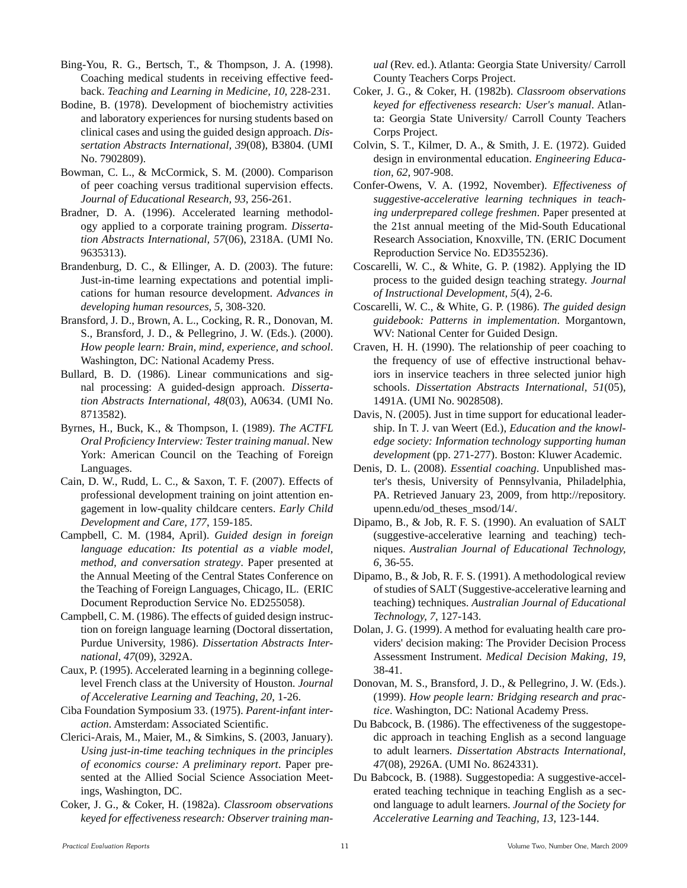Bing-You, R. G., Bertsch, T., & Thompson, J. A. (1998). Coaching medical students in receiving effective feedback. *Teaching and Learning in Medicine, 10*, 228-231.

Bodine, B. (1978). Development of biochemistry activities and laboratory experiences for nursing students based on clinical cases and using the guided design approach. *Dissertation Abstracts International, 39*(08), B3804. (UMI No. 7902809).

Bowman, C. L., & McCormick, S. M. (2000). Comparison of peer coaching versus traditional supervision effects. *Journal of Educational Research, 93*, 256-261.

Bradner, D. A. (1996). Accelerated learning methodology applied to a corporate training program. *Dissertation Abstracts International, 57*(06), 2318A. (UMI No. 9635313).

Brandenburg, D. C., & Ellinger, A. D. (2003). The future: Just-in-time learning expectations and potential implications for human resource development. *Advances in developing human resources, 5*, 308-320.

Bransford, J. D., Brown, A. L., Cocking, R. R., Donovan, M. S., Bransford, J. D., & Pellegrino, J. W. (Eds.). (2000). *How people learn: Brain, mind, experience, and school*. Washington, DC: National Academy Press.

Bullard, B. D. (1986). Linear communications and signal processing: A guided-design approach. *Dissertation Abstracts International, 48*(03), A0634. (UMI No. 8713582).

Byrnes, H., Buck, K., & Thompson, I. (1989). *The ACTFL Oral Proficiency Interview: Tester training manual*. New York: American Council on the Teaching of Foreign Languages.

Cain, D. W., Rudd, L. C., & Saxon, T. F. (2007). Effects of professional development training on joint attention engagement in low-quality childcare centers. *Early Child Development and Care, 177*, 159-185.

Campbell, C. M. (1984, April). *Guided design in foreign language education: Its potential as a viable model, method, and conversation strategy*. Paper presented at the Annual Meeting of the Central States Conference on the Teaching of Foreign Languages, Chicago, IL. (ERIC Document Reproduction Service No. ED255058).

Campbell, C. M. (1986). The effects of guided design instruction on foreign language learning (Doctoral dissertation, Purdue University, 1986). *Dissertation Abstracts International, 47*(09), 3292A.

Caux, P. (1995). Accelerated learning in a beginning college-level French class at the University of Houston. *Journal of Accelerative Learning and Teaching, 20*, 1-26.

Ciba Foundation Symposium 33. (1975). *Parent-infant interaction*. Amsterdam: Associated Scientific.

Clerici-Arais, M., Maier, M., & Simkins, S. (2003, January). *Using just-in-time teaching techniques in the principles of economics course: A preliminary report*. Paper presented at the Allied Social Science Association Meetings, Washington, DC.

Coker, J. G., & Coker, H. (1982a). *Classroom observations keyed for effectiveness research: Observer training manual* (Rev. ed.). Atlanta: Georgia State University/ Carroll County Teachers Corps Project.

Coker, J. G., & Coker, H. (1982b). *Classroom observations keyed for effectiveness research: User's manual*. Atlanta: Georgia State University/ Carroll County Teachers Corps Project.

Colvin, S. T., Kilmer, D. A., & Smith, J. E. (1972). Guided design in environmental education. *Engineering Education, 62*, 907-908.

Confer-Owens, V. A. (1992, November). *Effectiveness of suggestive-accelerative learning techniques in teaching underprepared college freshmen*. Paper presented at the 21st annual meeting of the Mid-South Educational Research Association, Knoxville, TN. (ERIC Document Reproduction Service No. ED355236).

Coscarelli, W. C., & White, G. P. (1982). Applying the ID process to the guided design teaching strategy. *Journal of Instructional Development, 5*(4), 2-6.

Coscarelli, W. C., & White, G. P. (1986). *The guided design guidebook: Patterns in implementation*. Morgantown, WV: National Center for Guided Design.

Craven, H. H. (1990). The relationship of peer coaching to the frequency of use of effective instructional behaviors in inservice teachers in three selected junior high schools. *Dissertation Abstracts International, 51*(05), 1491A. (UMI No. 9028508).

Davis, N. (2005). Just in time support for educational leadership. In T. J. van Weert (Ed.), *Education and the knowledge society: Information technology supporting human development* (pp. 271-277). Boston: Kluwer Academic.

Denis, D. L. (2008). *Essential coaching*. Unpublished master's thesis, University of Pennsylvania, Philadelphia, PA. Retrieved January 23, 2009, from http://repository.upenn.edu/od_theses_msod/14/.

Dipamo, B., & Job, R. F. S. (1990). An evaluation of SALT (suggestive-accelerative learning and teaching) techniques. *Australian Journal of Educational Technology, 6*, 36-55.

Dipamo, B., & Job, R. F. S. (1991). A methodological review of studies of SALT (Suggestive-accelerative learning and teaching) techniques. *Australian Journal of Educational Technology, 7*, 127-143.

Dolan, J. G. (1999). A method for evaluating health care providers' decision making: The Provider Decision Process Assessment Instrument. *Medical Decision Making, 19*, 38-41.

Donovan, M. S., Bransford, J. D., & Pellegrino, J. W. (Eds.). (1999). *How people learn: Bridging research and practice*. Washington, DC: National Academy Press.

Du Babcock, B. (1986). The effectiveness of the suggestopedic approach in teaching English as a second language to adult learners. *Dissertation Abstracts International, 47*(08), 2926A. (UMI No. 8624331).

Du Babcock, B. (1988). Suggestopedia: A suggestive-accelerated teaching technique in teaching English as a second language to adult learners. *Journal of the Society for Accelerative Learning and Teaching, 13*, 123-144.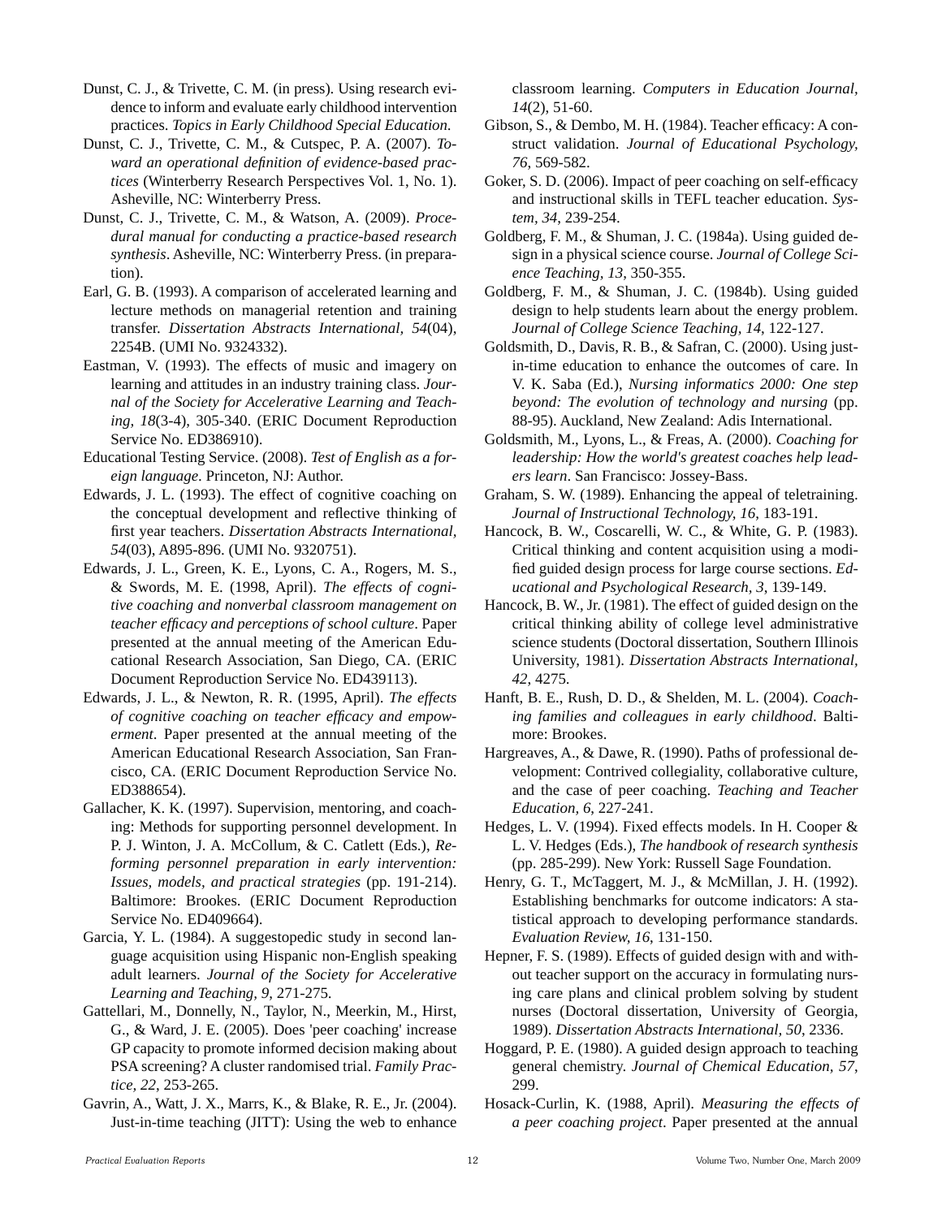Dunst, C. J., & Trivette, C. M. (in press). Using research evidence to inform and evaluate early childhood intervention practices. *Topics in Early Childhood Special Education*.

Dunst, C. J., Trivette, C. M., & Cutspec, P. A. (2007). *Toward an operational definition of evidence-based practices* (Winterberry Research Perspectives Vol. 1, No. 1). Asheville, NC: Winterberry Press.

Dunst, C. J., Trivette, C. M., & Watson, A. (2009). *Procedural manual for conducting a practice-based research synthesis*. Asheville, NC: Winterberry Press. (in preparation).

Earl, G. B. (1993). A comparison of accelerated learning and lecture methods on managerial retention and training transfer. *Dissertation Abstracts International, 54*(04), 2254B. (UMI No. 9324332).

Eastman, V. (1993). The effects of music and imagery on learning and attitudes in an industry training class. *Journal of the Society for Accelerative Learning and Teaching, 18*(3-4), 305-340. (ERIC Document Reproduction Service No. ED386910).

Educational Testing Service. (2008). *Test of English as a foreign language*. Princeton, NJ: Author.

Edwards, J. L. (1993). The effect of cognitive coaching on the conceptual development and reflective thinking of first year teachers. *Dissertation Abstracts International, 54*(03), A895-896. (UMI No. 9320751).

Edwards, J. L., Green, K. E., Lyons, C. A., Rogers, M. S., & Swords, M. E. (1998, April). *The effects of cognitive coaching and nonverbal classroom management on teacher efficacy and perceptions of school culture*. Paper presented at the annual meeting of the American Educational Research Association, San Diego, CA. (ERIC Document Reproduction Service No. ED439113).

Edwards, J. L., & Newton, R. R. (1995, April). *The effects of cognitive coaching on teacher efficacy and empowerment*. Paper presented at the annual meeting of the American Educational Research Association, San Francisco, CA. (ERIC Document Reproduction Service No. ED388654).

Gallacher, K. K. (1997). Supervision, mentoring, and coaching: Methods for supporting personnel development. In P. J. Winton, J. A. McCollum, & C. Catlett (Eds.), *Reforming personnel preparation in early intervention: Issues, models, and practical strategies* (pp. 191-214). Baltimore: Brookes. (ERIC Document Reproduction Service No. ED409664).

Garcia, Y. L. (1984). A suggestopedic study in second language acquisition using Hispanic non-English speaking adult learners. *Journal of the Society for Accelerative Learning and Teaching, 9*, 271-275.

Gattellari, M., Donnelly, N., Taylor, N., Meerkin, M., Hirst, G., & Ward, J. E. (2005). Does 'peer coaching' increase GP capacity to promote informed decision making about PSA screening? A cluster randomised trial. *Family Practice, 22*, 253-265.

Gavrin, A., Watt, J. X., Marrs, K., & Blake, R. E., Jr. (2004). Just-in-time teaching (JITT): Using the web to enhance classroom learning. *Computers in Education Journal, 14*(2), 51-60.

Gibson, S., & Dembo, M. H. (1984). Teacher efficacy: A construct validation. *Journal of Educational Psychology, 76*, 569-582.

Goker, S. D. (2006). Impact of peer coaching on self-efficacy and instructional skills in TEFL teacher education. *System, 34*, 239-254.

Goldberg, F. M., & Shuman, J. C. (1984a). Using guided design in a physical science course. *Journal of College Science Teaching, 13*, 350-355.

Goldberg, F. M., & Shuman, J. C. (1984b). Using guided design to help students learn about the energy problem. *Journal of College Science Teaching, 14*, 122-127.

Goldsmith, D., Davis, R. B., & Safran, C. (2000). Using just-in-time education to enhance the outcomes of care. In V. K. Saba (Ed.), *Nursing informatics 2000: One step beyond: The evolution of technology and nursing* (pp. 88-95). Auckland, New Zealand: Adis International.

Goldsmith, M., Lyons, L., & Freas, A. (2000). *Coaching for leadership: How the world's greatest coaches help leaders learn*. San Francisco: Jossey-Bass.

Graham, S. W. (1989). Enhancing the appeal of teletraining. *Journal of Instructional Technology, 16*, 183-191.

Hancock, B. W., Coscarelli, W. C., & White, G. P. (1983). Critical thinking and content acquisition using a modified guided design process for large course sections. *Educational and Psychological Research, 3*, 139-149.

Hancock, B. W., Jr. (1981). The effect of guided design on the critical thinking ability of college level administrative science students (Doctoral dissertation, Southern Illinois University, 1981). *Dissertation Abstracts International, 42*, 4275.

Hanft, B. E., Rush, D. D., & Shelden, M. L. (2004). *Coaching families and colleagues in early childhood*. Baltimore: Brookes.

Hargreaves, A., & Dawe, R. (1990). Paths of professional development: Contrived collegiality, collaborative culture, and the case of peer coaching. *Teaching and Teacher Education, 6*, 227-241.

Hedges, L. V. (1994). Fixed effects models. In H. Cooper & L. V. Hedges (Eds.), *The handbook of research synthesis* (pp. 285-299). New York: Russell Sage Foundation.

Henry, G. T., McTaggert, M. J., & McMillan, J. H. (1992). Establishing benchmarks for outcome indicators: A statistical approach to developing performance standards. *Evaluation Review, 16*, 131-150.

Hepner, F. S. (1989). Effects of guided design with and without teacher support on the accuracy in formulating nursing care plans and clinical problem solving by student nurses (Doctoral dissertation, University of Georgia, 1989). *Dissertation Abstracts International, 50*, 2336.

Hoggard, P. E. (1980). A guided design approach to teaching general chemistry. *Journal of Chemical Education, 57*, 299.

Hosack-Curlin, K. (1988, April). *Measuring the effects of a peer coaching project*. Paper presented at the annual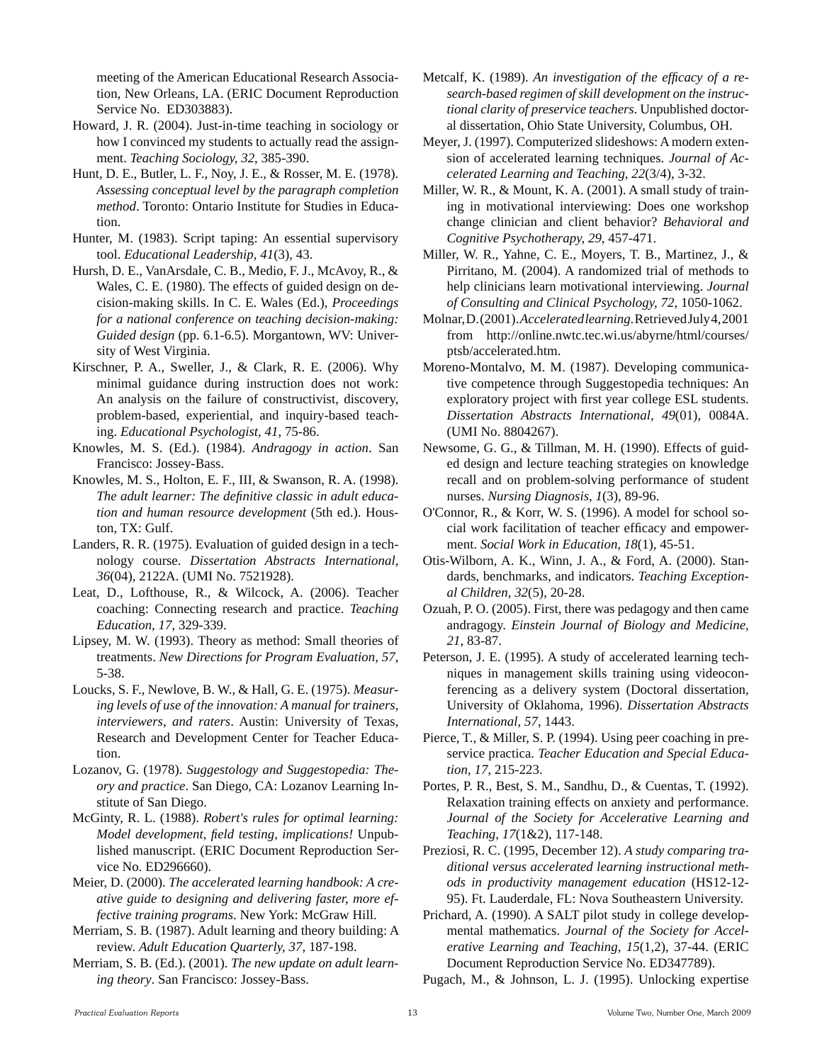meeting of the American Educational Research Association, New Orleans, LA. (ERIC Document Reproduction Service No. ED303883).

Howard, J. R. (2004). Just-in-time teaching in sociology or how I convinced my students to actually read the assignment. *Teaching Sociology, 32*, 385-390.

Hunt, D. E., Butler, L. F., Noy, J. E., & Rosser, M. E. (1978). *Assessing conceptual level by the paragraph completion method*. Toronto: Ontario Institute for Studies in Education.

Hunter, M. (1983). Script taping: An essential supervisory tool. *Educational Leadership, 41*(3), 43.

Hursh, D. E., VanArsdale, C. B., Medio, F. J., McAvoy, R., & Wales, C. E. (1980). The effects of guided design on decision-making skills. In C. E. Wales (Ed.), *Proceedings for a national conference on teaching decision-making: Guided design* (pp. 6.1-6.5). Morgantown, WV: University of West Virginia.

Kirschner, P. A., Sweller, J., & Clark, R. E. (2006). Why minimal guidance during instruction does not work: An analysis on the failure of constructivist, discovery, problem-based, experiential, and inquiry-based teaching. *Educational Psychologist, 41*, 75-86.

Knowles, M. S. (Ed.). (1984). *Andragogy in action*. San Francisco: Jossey-Bass.

Knowles, M. S., Holton, E. F., III, & Swanson, R. A. (1998). *The adult learner: The definitive classic in adult education and human resource development* (5th ed.). Houston, TX: Gulf.

Landers, R. R. (1975). Evaluation of guided design in a technology course. *Dissertation Abstracts International, 36*(04), 2122A. (UMI No. 7521928).

Leat, D., Lofthouse, R., & Wilcock, A. (2006). Teacher coaching: Connecting research and practice. *Teaching Education, 17*, 329-339.

Lipsey, M. W. (1993). Theory as method: Small theories of treatments. *New Directions for Program Evaluation, 57*, 5-38.

Loucks, S. F., Newlove, B. W., & Hall, G. E. (1975). *Measuring levels of use of the innovation: A manual for trainers, interviewers, and raters*. Austin: University of Texas, Research and Development Center for Teacher Education.

Lozanov, G. (1978). *Suggestology and Suggestopedia: Theory and practice*. San Diego, CA: Lozanov Learning Institute of San Diego.

McGinty, R. L. (1988). *Robert's rules for optimal learning: Model development, field testing, implications!* Unpublished manuscript. (ERIC Document Reproduction Service No. ED296660).

Meier, D. (2000). *The accelerated learning handbook: A creative guide to designing and delivering faster, more effective training programs*. New York: McGraw Hill.

Merriam, S. B. (1987). Adult learning and theory building: A review. *Adult Education Quarterly, 37*, 187-198.

Merriam, S. B. (Ed.). (2001). *The new update on adult learning theory*. San Francisco: Jossey-Bass.

Metcalf, K. (1989). *An investigation of the efficacy of a research-based regimen of skill development on the instructional clarity of preservice teachers*. Unpublished doctoral dissertation, Ohio State University, Columbus, OH.

Meyer, J. (1997). Computerized slideshows: A modern extension of accelerated learning techniques. *Journal of Accelerated Learning and Teaching, 22*(3/4), 3-32.

Miller, W. R., & Mount, K. A. (2001). A small study of training in motivational interviewing: Does one workshop change clinician and client behavior? *Behavioral and Cognitive Psychotherapy, 29*, 457-471.

Miller, W. R., Yahne, C. E., Moyers, T. B., Martinez, J., & Pirritano, M. (2004). A randomized trial of methods to help clinicians learn motivational interviewing. *Journal of Consulting and Clinical Psychology, 72*, 1050-1062.

Molnar, D. (2001). *Accelerated learning*. Retrieved July 4, 2001 from http://online.nwtc.tec.wi.us/abyrne/html/courses/ptsb/accelerated.htm.

Moreno-Montalvo, M. M. (1987). Developing communicative competence through Suggestopedia techniques: An exploratory project with first year college ESL students. *Dissertation Abstracts International, 49*(01), 0084A. (UMI No. 8804267).

Newsome, G. G., & Tillman, M. H. (1990). Effects of guided design and lecture teaching strategies on knowledge recall and on problem-solving performance of student nurses. *Nursing Diagnosis, 1*(3), 89-96.

O'Connor, R., & Korr, W. S. (1996). A model for school social work facilitation of teacher efficacy and empowerment. *Social Work in Education, 18*(1), 45-51.

Otis-Wilborn, A. K., Winn, J. A., & Ford, A. (2000). Standards, benchmarks, and indicators. *Teaching Exceptional Children, 32*(5), 20-28.

Ozuah, P. O. (2005). First, there was pedagogy and then came andragogy. *Einstein Journal of Biology and Medicine, 21*, 83-87.

Peterson, J. E. (1995). A study of accelerated learning techniques in management skills training using videoconferencing as a delivery system (Doctoral dissertation, University of Oklahoma, 1996). *Dissertation Abstracts International, 57*, 1443.

Pierce, T., & Miller, S. P. (1994). Using peer coaching in preservice practica. *Teacher Education and Special Education, 17*, 215-223.

Portes, P. R., Best, S. M., Sandhu, D., & Cuentas, T. (1992). Relaxation training effects on anxiety and performance. *Journal of the Society for Accelerative Learning and Teaching, 17*(1&2), 117-148.

Preziosi, R. C. (1995, December 12). *A study comparing traditional versus accelerated learning instructional methods in productivity management education* (HS12-12-95). Ft. Lauderdale, FL: Nova Southeastern University.

Prichard, A. (1990). A SALT pilot study in college developmental mathematics. *Journal of the Society for Accelerative Learning and Teaching, 15*(1,2), 37-44. (ERIC Document Reproduction Service No. ED347789).

Pugach, M., & Johnson, L. J. (1995). Unlocking expertise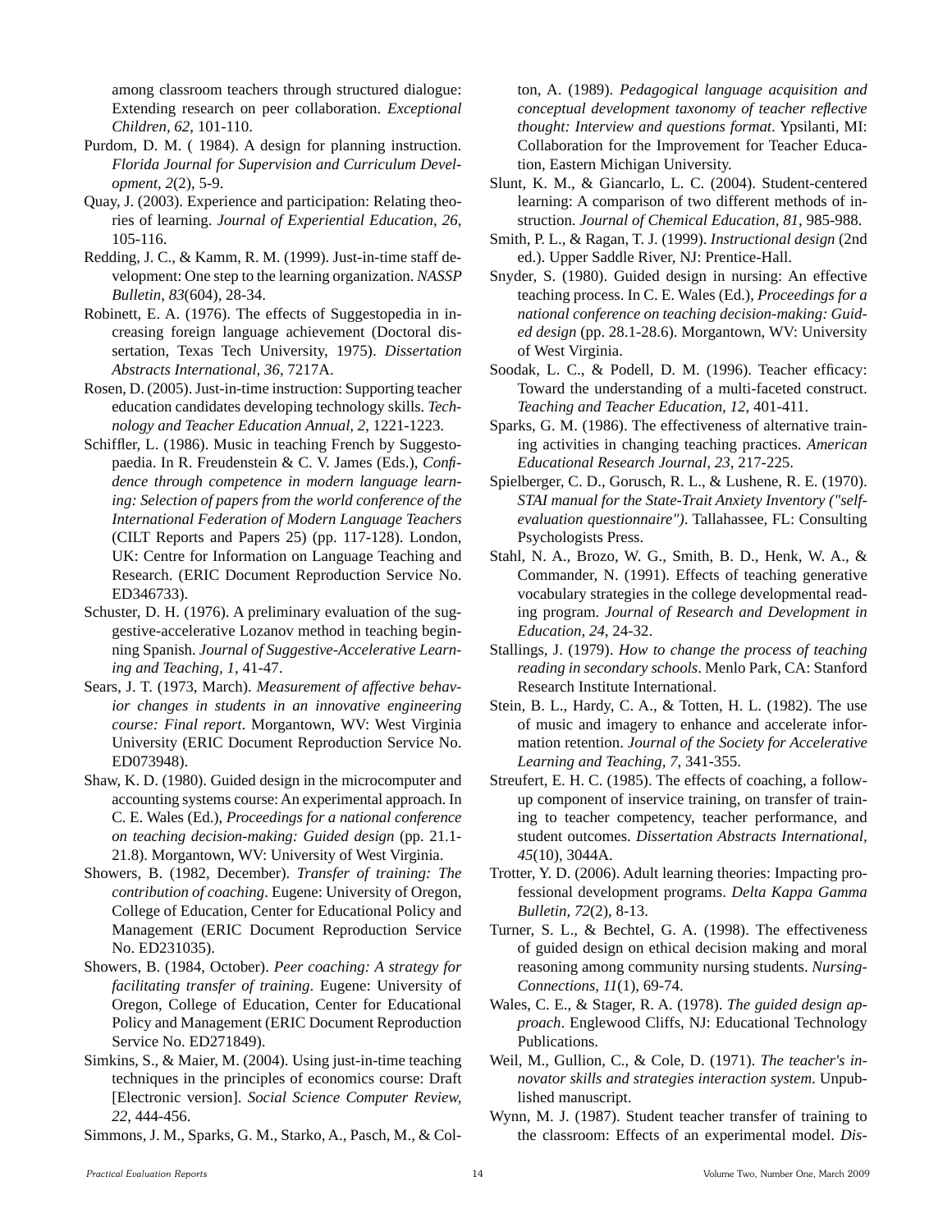among classroom teachers through structured dialogue: Extending research on peer collaboration. *Exceptional Children, 62*, 101-110.

Purdom, D. M. ( 1984). A design for planning instruction. *Florida Journal for Supervision and Curriculum Development, 2*(2), 5-9.

Quay, J. (2003). Experience and participation: Relating theories of learning. *Journal of Experiential Education, 26*, 105-116.

Redding, J. C., & Kamm, R. M. (1999). Just-in-time staff development: One step to the learning organization. *NASSP Bulletin, 83*(604), 28-34.

Robinett, E. A. (1976). The effects of Suggestopedia in increasing foreign language achievement (Doctoral dissertation, Texas Tech University, 1975). *Dissertation Abstracts International, 36*, 7217A.

Rosen, D. (2005). Just-in-time instruction: Supporting teacher education candidates developing technology skills. *Technology and Teacher Education Annual, 2*, 1221-1223.

Schiffler, L. (1986). Music in teaching French by Suggestopaedia. In R. Freudenstein & C. V. James (Eds.), *Confidence through competence in modern language learning: Selection of papers from the world conference of the International Federation of Modern Language Teachers* (CILT Reports and Papers 25) (pp. 117-128). London, UK: Centre for Information on Language Teaching and Research. (ERIC Document Reproduction Service No. ED346733).

Schuster, D. H. (1976). A preliminary evaluation of the suggestive-accelerative Lozanov method in teaching beginning Spanish. *Journal of Suggestive-Accelerative Learning and Teaching, 1*, 41-47.

Sears, J. T. (1973, March). *Measurement of affective behavior changes in students in an innovative engineering course: Final report*. Morgantown, WV: West Virginia University (ERIC Document Reproduction Service No. ED073948).

Shaw, K. D. (1980). Guided design in the microcomputer and accounting systems course: An experimental approach. In C. E. Wales (Ed.), *Proceedings for a national conference on teaching decision-making: Guided design* (pp. 21.1-21.8). Morgantown, WV: University of West Virginia.

Showers, B. (1982, December). *Transfer of training: The contribution of coaching*. Eugene: University of Oregon, College of Education, Center for Educational Policy and Management (ERIC Document Reproduction Service No. ED231035).

Showers, B. (1984, October). *Peer coaching: A strategy for facilitating transfer of training*. Eugene: University of Oregon, College of Education, Center for Educational Policy and Management (ERIC Document Reproduction Service No. ED271849).

Simkins, S., & Maier, M. (2004). Using just-in-time teaching techniques in the principles of economics course: Draft [Electronic version]. *Social Science Computer Review, 22*, 444-456.

Simmons, J. M., Sparks, G. M., Starko, A., Pasch, M., & Colton, A. (1989). *Pedagogical language acquisition and conceptual development taxonomy of teacher reflective thought: Interview and questions format*. Ypsilanti, MI: Collaboration for the Improvement for Teacher Education, Eastern Michigan University.

Slunt, K. M., & Giancarlo, L. C. (2004). Student-centered learning: A comparison of two different methods of instruction. *Journal of Chemical Education, 81*, 985-988.

Smith, P. L., & Ragan, T. J. (1999). *Instructional design* (2nd ed.). Upper Saddle River, NJ: Prentice-Hall.

Snyder, S. (1980). Guided design in nursing: An effective teaching process. In C. E. Wales (Ed.), *Proceedings for a national conference on teaching decision-making: Guided design* (pp. 28.1-28.6). Morgantown, WV: University of West Virginia.

Soodak, L. C., & Podell, D. M. (1996). Teacher efficacy: Toward the understanding of a multi-faceted construct. *Teaching and Teacher Education, 12*, 401-411.

Sparks, G. M. (1986). The effectiveness of alternative training activities in changing teaching practices. *American Educational Research Journal, 23*, 217-225.

Spielberger, C. D., Gorusch, R. L., & Lushene, R. E. (1970). *STAI manual for the State-Trait Anxiety Inventory ("self-evaluation questionnaire")*. Tallahassee, FL: Consulting Psychologists Press.

Stahl, N. A., Brozo, W. G., Smith, B. D., Henk, W. A., & Commander, N. (1991). Effects of teaching generative vocabulary strategies in the college developmental reading program. *Journal of Research and Development in Education, 24*, 24-32.

Stallings, J. (1979). *How to change the process of teaching reading in secondary schools*. Menlo Park, CA: Stanford Research Institute International.

Stein, B. L., Hardy, C. A., & Totten, H. L. (1982). The use of music and imagery to enhance and accelerate information retention. *Journal of the Society for Accelerative Learning and Teaching, 7*, 341-355.

Streufert, E. H. C. (1985). The effects of coaching, a follow-up component of inservice training, on transfer of training to teacher competency, teacher performance, and student outcomes. *Dissertation Abstracts International, 45*(10), 3044A.

Trotter, Y. D. (2006). Adult learning theories: Impacting professional development programs. *Delta Kappa Gamma Bulletin, 72*(2), 8-13.

Turner, S. L., & Bechtel, G. A. (1998). The effectiveness of guided design on ethical decision making and moral reasoning among community nursing students. *Nursing-Connections, 11*(1), 69-74.

Wales, C. E., & Stager, R. A. (1978). *The guided design approach*. Englewood Cliffs, NJ: Educational Technology Publications.

Weil, M., Gullion, C., & Cole, D. (1971). *The teacher's innovator skills and strategies interaction system*. Unpublished manuscript.

Wynn, M. J. (1987). Student teacher transfer of training to the classroom: Effects of an experimental model. *Dis-*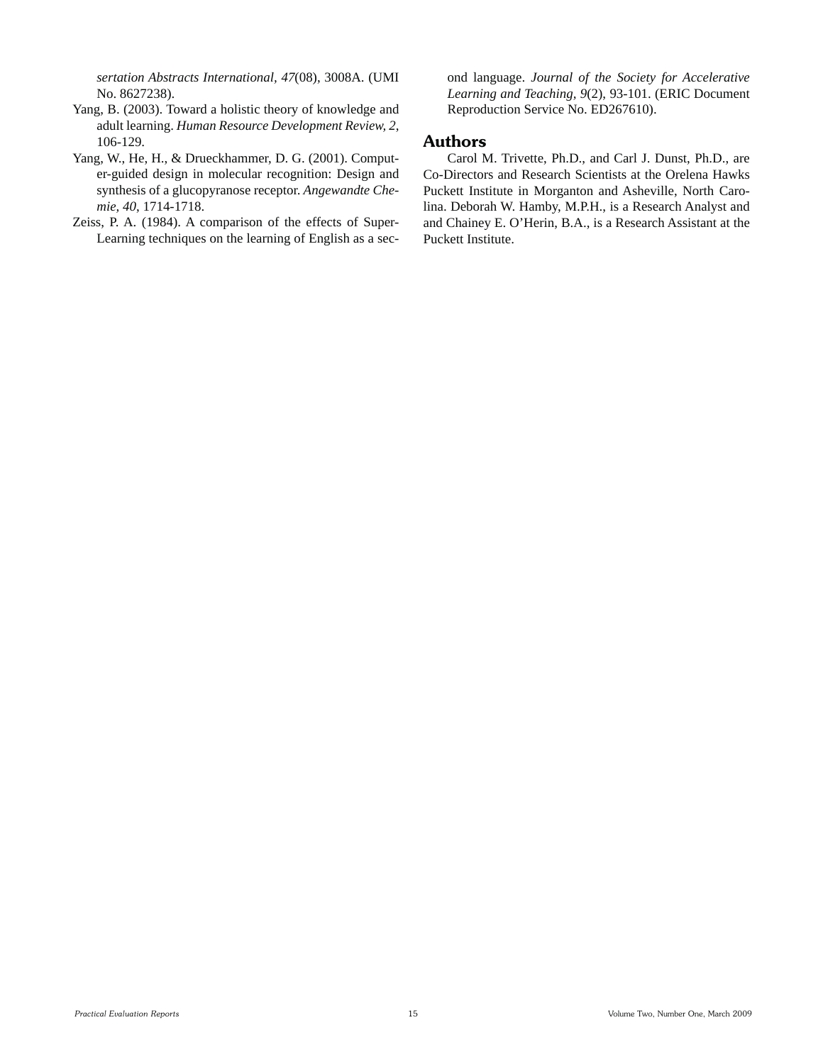*sertation Abstracts International, 47*(08), 3008A. (UMI No. 8627238).

Yang, B. (2003). Toward a holistic theory of knowledge and adult learning. *Human Resource Development Review, 2*, 106-129.

Yang, W., He, H., & Drueckhammer, D. G. (2001). Computer-guided design in molecular recognition: Design and synthesis of a glucopyranose receptor. *Angewandte Chemie, 40*, 1714-1718.

Zeiss, P. A. (1984). A comparison of the effects of Super-Learning techniques on the learning of English as a second language. *Journal of the Society for Accelerative Learning and Teaching, 9*(2), 93-101. (ERIC Document Reproduction Service No. ED267610).

## Authors

Carol M. Trivette, Ph.D., and Carl J. Dunst, Ph.D., are Co-Directors and Research Scientists at the Orelena Hawks Puckett Institute in Morganton and Asheville, North Carolina. Deborah W. Hamby, M.P.H., is a Research Analyst and and Chainey E. O'Herin, B.A., is a Research Assistant at the Puckett Institute.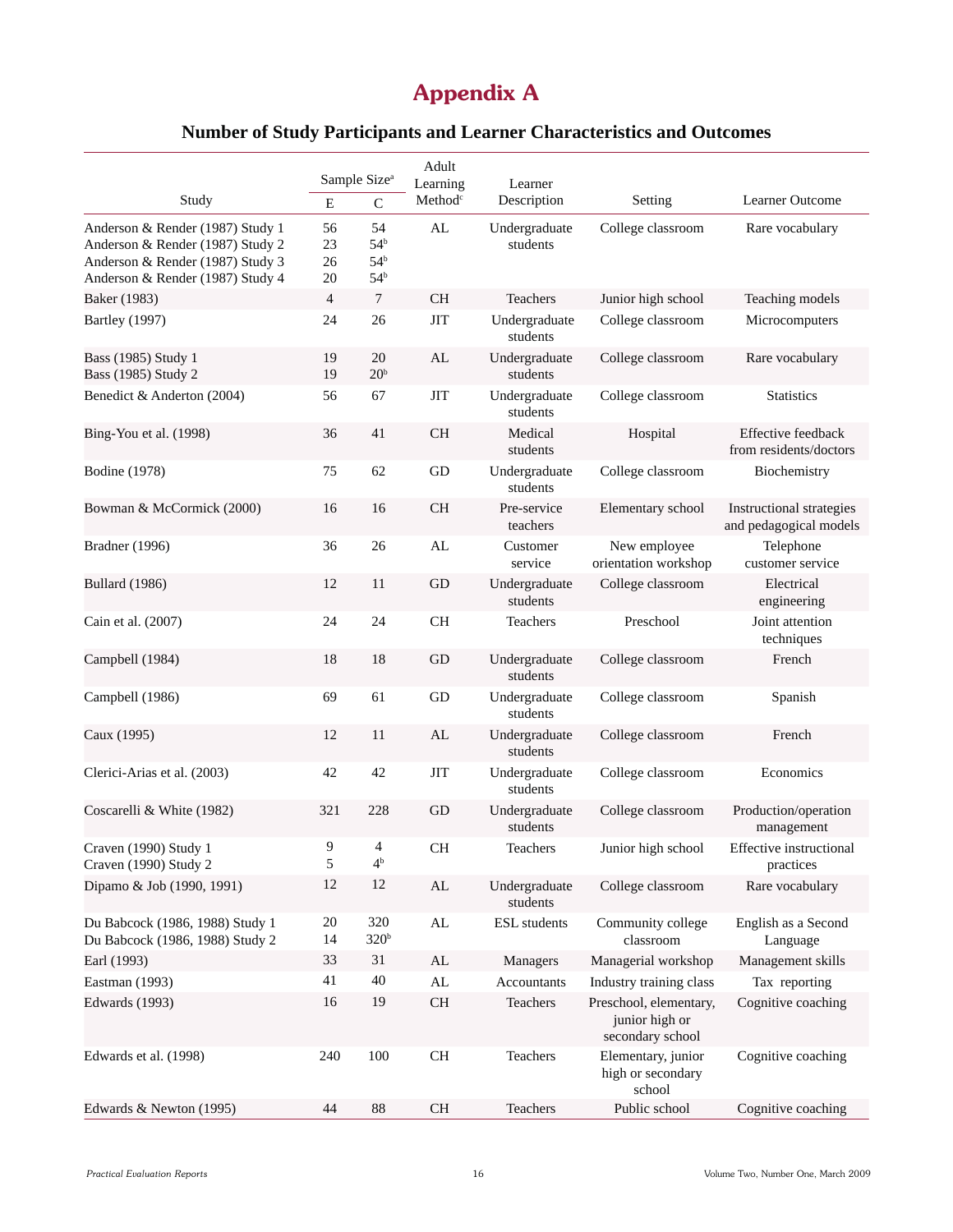# Appendix A

## Number of Study Participants and Learner Characteristics and Outcomes

| Study | Sample Size[a] | | Adult Learning Method[c] | Learner Description | Setting | Learner Outcome |
|---|---|---|---|---|---|---|
| | E | C | | | | |
| Anderson & Render (1987) Study 1 | 56 | 54 | AL | Undergraduate students | College classroom | Rare vocabulary |
| Anderson & Render (1987) Study 2 | 23 | 54[b] | | | | |
| Anderson & Render (1987) Study 3 | 26 | 54[b] | | | | |
| Anderson & Render (1987) Study 4 | 20 | 54[b] | | | | |
| Baker (1983) | 4 | 7 | CH | Teachers | Junior high school | Teaching models |
| Bartley (1997) | 24 | 26 | JIT | Undergraduate students | College classroom | Microcomputers |
| Bass (1985) Study 1 | 19 | 20 | AL | Undergraduate students | College classroom | Rare vocabulary |
| Bass (1985) Study 2 | 19 | 20[b] | | | | |
| Benedict & Anderton (2004) | 56 | 67 | JIT | Undergraduate students | College classroom | Statistics |
| Bing-You et al. (1998) | 36 | 41 | CH | Medical students | Hospital | Effective feedback from residents/doctors |
| Bodine (1978) | 75 | 62 | GD | Undergraduate students | College classroom | Biochemistry |
| Bowman & McCormick (2000) | 16 | 16 | CH | Pre-service teachers | Elementary school | Instructional strategies and pedagogical models |
| Bradner (1996) | 36 | 26 | AL | Customer service | New employee orientation workshop | Telephone customer service |
| Bullard (1986) | 12 | 11 | GD | Undergraduate students | College classroom | Electrical engineering |
| Cain et al. (2007) | 24 | 24 | CH | Teachers | Preschool | Joint attention techniques |
| Campbell (1984) | 18 | 18 | GD | Undergraduate students | College classroom | French |
| Campbell (1986) | 69 | 61 | GD | Undergraduate students | College classroom | Spanish |
| Caux (1995) | 12 | 11 | AL | Undergraduate students | College classroom | French |
| Clerici-Arias et al. (2003) | 42 | 42 | JIT | Undergraduate students | College classroom | Economics |
| Coscarelli & White (1982) | 321 | 228 | GD | Undergraduate students | College classroom | Production/operation management |
| Craven (1990) Study 1 | 9 | 4 | CH | Teachers | Junior high school | Effective instructional practices |
| Craven (1990) Study 2 | 5 | 4[b] | | | | |
| Dipamo & Job (1990, 1991) | 12 | 12 | AL | Undergraduate students | College classroom | Rare vocabulary |
| Du Babcock (1986, 1988) Study 1 | 20 | 320 | AL | ESL students | Community college classroom | English as a Second Language |
| Du Babcock (1986, 1988) Study 2 | 14 | 320[b] | | | | |
| Earl (1993) | 33 | 31 | AL | Managers | Managerial workshop | Management skills |
| Eastman (1993) | 41 | 40 | AL | Accountants | Industry training class | Tax reporting |
| Edwards (1993) | 16 | 19 | CH | Teachers | Preschool, elementary, junior high or secondary school | Cognitive coaching |
| Edwards et al. (1998) | 240 | 100 | CH | Teachers | Elementary, junior high or secondary school | Cognitive coaching |
| Edwards & Newton (1995) | 44 | 88 | CH | Teachers | Public school | Cognitive coaching |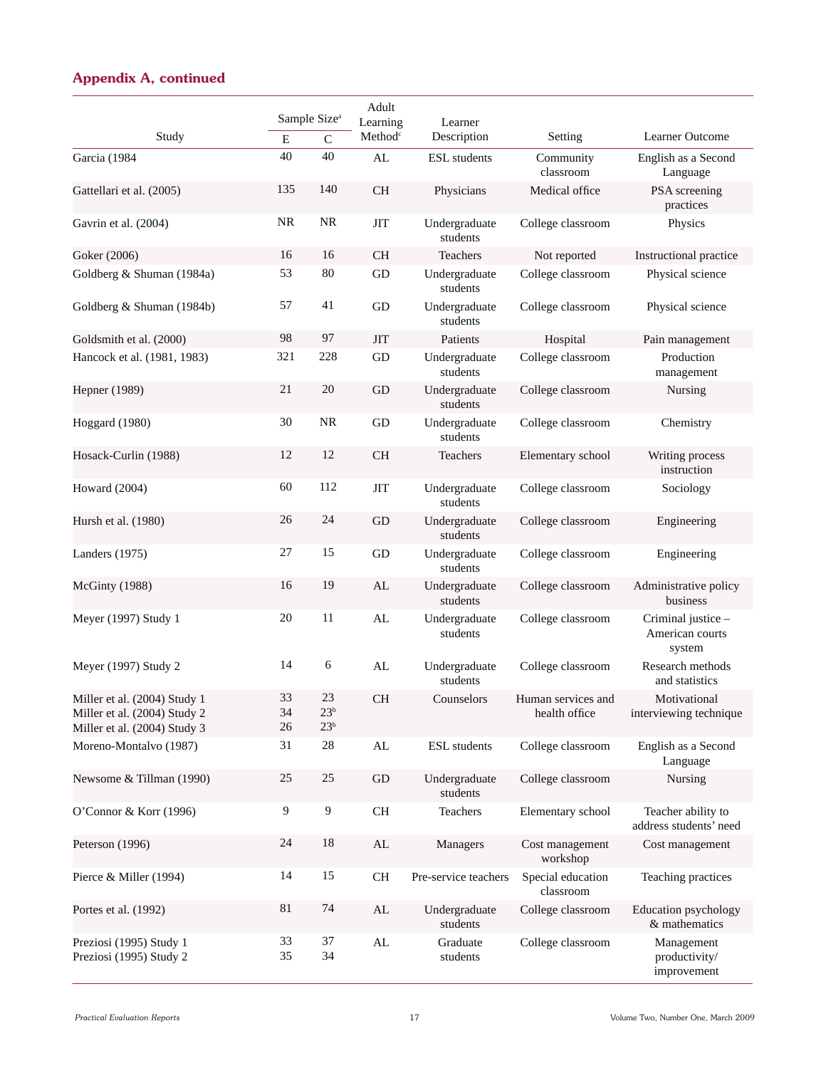## Appendix A, continued

| Study | Sample Size[a] | | Adult Learning Method[c] | Learner Description | Setting | Learner Outcome |
|---|---|---|---|---|---|---|
| | E | C | | | | |
| Garcia (1984 | 40 | 40 | AL | ESL students | Community classroom | English as a Second Language |
| Gattellari et al. (2005) | 135 | 140 | CH | Physicians | Medical office | PSA screening practices |
| Gavrin et al. (2004) | NR | NR | JIT | Undergraduate students | College classroom | Physics |
| Goker (2006) | 16 | 16 | CH | Teachers | Not reported | Instructional practice |
| Goldberg & Shuman (1984a) | 53 | 80 | GD | Undergraduate students | College classroom | Physical science |
| Goldberg & Shuman (1984b) | 57 | 41 | GD | Undergraduate students | College classroom | Physical science |
| Goldsmith et al. (2000) | 98 | 97 | JIT | Patients | Hospital | Pain management |
| Hancock et al. (1981, 1983) | 321 | 228 | GD | Undergraduate students | College classroom | Production management |
| Hepner (1989) | 21 | 20 | GD | Undergraduate students | College classroom | Nursing |
| Hoggard (1980) | 30 | NR | GD | Undergraduate students | College classroom | Chemistry |
| Hosack-Curlin (1988) | 12 | 12 | CH | Teachers | Elementary school | Writing process instruction |
| Howard (2004) | 60 | 112 | JIT | Undergraduate students | College classroom | Sociology |
| Hursh et al. (1980) | 26 | 24 | GD | Undergraduate students | College classroom | Engineering |
| Landers (1975) | 27 | 15 | GD | Undergraduate students | College classroom | Engineering |
| McGinty (1988) | 16 | 19 | AL | Undergraduate students | College classroom | Administrative policy business |
| Meyer (1997) Study 1 | 20 | 11 | AL | Undergraduate students | College classroom | Criminal justice – American courts system |
| Meyer (1997) Study 2 | 14 | 6 | AL | Undergraduate students | College classroom | Research methods and statistics |
| Miller et al. (2004) Study 1<br>Miller et al. (2004) Study 2<br>Miller et al. (2004) Study 3 | 33<br>34<br>26 | 23<br>23[b]<br>23[b] | CH | Counselors | Human services and health office | Motivational interviewing technique |
| Moreno-Montalvo (1987) | 31 | 28 | AL | ESL students | College classroom | English as a Second Language |
| Newsome & Tillman (1990) | 25 | 25 | GD | Undergraduate students | College classroom | Nursing |
| O'Connor & Korr (1996) | 9 | 9 | CH | Teachers | Elementary school | Teacher ability to address students' need |
| Peterson (1996) | 24 | 18 | AL | Managers | Cost management workshop | Cost management |
| Pierce & Miller (1994) | 14 | 15 | CH | Pre-service teachers | Special education classroom | Teaching practices |
| Portes et al. (1992) | 81 | 74 | AL | Undergraduate students | College classroom | Education psychology & mathematics |
| Preziosi (1995) Study 1<br>Preziosi (1995) Study 2 | 33<br>35 | 37<br>34 | AL | Graduate students | College classroom | Management productivity/ improvement |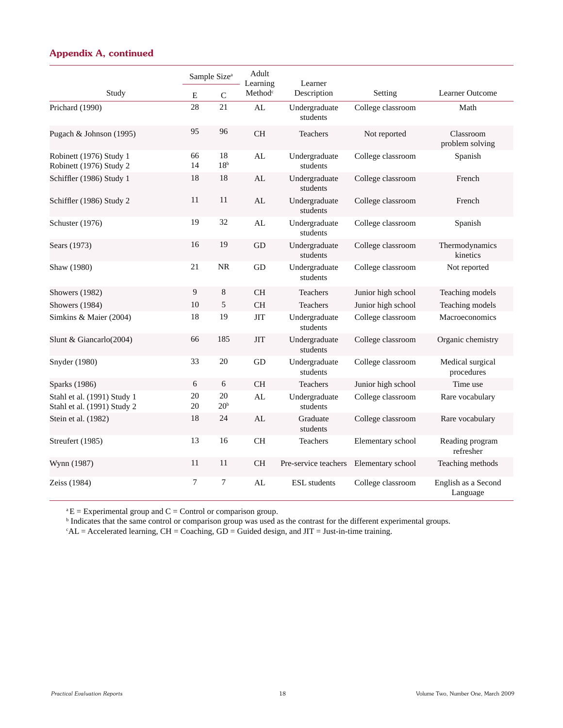## Appendix A, continued

| Study | Sample Size[a] | | Adult Learning Method[c] | Learner Description | Setting | Learner Outcome |
|---|---|---|---|---|---|---|
| | E | C | | | | |
| Prichard (1990) | 28 | 21 | AL | Undergraduate students | College classroom | Math |
| Pugach & Johnson (1995) | 95 | 96 | CH | Teachers | Not reported | Classroom problem solving |
| Robinett (1976) Study 1 | 66 | 18 | AL | Undergraduate students | College classroom | Spanish |
| Robinett (1976) Study 2 | 14 | 18[b] | | | | |
| Schiffler (1986) Study 1 | 18 | 18 | AL | Undergraduate students | College classroom | French |
| Schiffler (1986) Study 2 | 11 | 11 | AL | Undergraduate students | College classroom | French |
| Schuster (1976) | 19 | 32 | AL | Undergraduate students | College classroom | Spanish |
| Sears (1973) | 16 | 19 | GD | Undergraduate students | College classroom | Thermodynamics kinetics |
| Shaw (1980) | 21 | NR | GD | Undergraduate students | College classroom | Not reported |
| Showers (1982) | 9 | 8 | CH | Teachers | Junior high school | Teaching models |
| Showers (1984) | 10 | 5 | CH | Teachers | Junior high school | Teaching models |
| Simkins & Maier (2004) | 18 | 19 | JIT | Undergraduate students | College classroom | Macroeconomics |
| Slunt & Giancarlo(2004) | 66 | 185 | JIT | Undergraduate students | College classroom | Organic chemistry |
| Snyder (1980) | 33 | 20 | GD | Undergraduate students | College classroom | Medical surgical procedures |
| Sparks (1986) | 6 | 6 | CH | Teachers | Junior high school | Time use |
| Stahl et al. (1991) Study 1 | 20 | 20 | AL | Undergraduate students | College classroom | Rare vocabulary |
| Stahl et al. (1991) Study 2 | 20 | 20[b] | | | | |
| Stein et al. (1982) | 18 | 24 | AL | Graduate students | College classroom | Rare vocabulary |
| Streufert (1985) | 13 | 16 | CH | Teachers | Elementary school | Reading program refresher |
| Wynn (1987) | 11 | 11 | CH | Pre-service teachers | Elementary school | Teaching methods |
| Zeiss (1984) | 7 | 7 | AL | ESL students | College classroom | English as a Second Language |

[a] E = Experimental group and C = Control or comparison group.
[b] Indicates that the same control or comparison group was used as the contrast for the different experimental groups.
[c] AL = Accelerated learning, CH = Coaching, GD = Guided design, and JIT = Just-in-time training.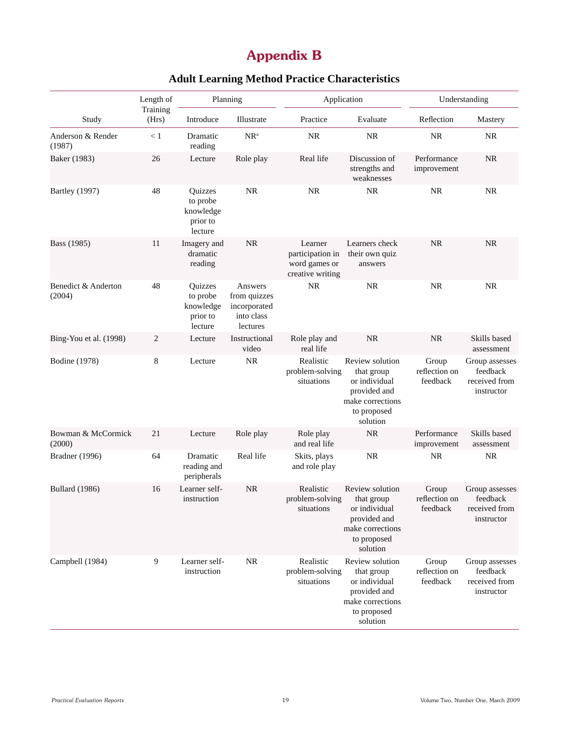# Appendix B

## Adult Learning Method Practice Characteristics

| Study | Length of Training (Hrs) | Planning | | Application | | Understanding | |
|---|---|---|---|---|---|---|---|
| | | Introduce | Illustrate | Practice | Evaluate | Reflection | Mastery |
| Anderson & Render (1987) | < 1 | Dramatic reading | NR[a] | NR | NR | NR | NR |
| Baker (1983) | 26 | Lecture | Role play | Real life | Discussion of strengths and weaknesses | Performance improvement | NR |
| Bartley (1997) | 48 | Quizzes to probe knowledge prior to lecture | NR | NR | NR | NR | NR |
| Bass (1985) | 11 | Imagery and dramatic reading | NR | Learner participation in word games or creative writing | Learners check their own quiz answers | NR | NR |
| Benedict & Anderton (2004) | 48 | Quizzes to probe knowledge prior to lecture | Answers from quizzes incorporated into class lectures | NR | NR | NR | NR |
| Bing-You et al. (1998) | 2 | Lecture | Instructional video | Role play and real life | NR | NR | Skills based assessment |
| Bodine (1978) | 8 | Lecture | NR | Realistic problem-solving situations | Review solution that group or individual provided and make corrections to proposed solution | Group reflection on feedback | Group assesses feedback received from instructor |
| Bowman & McCormick (2000) | 21 | Lecture | Role play | Role play and real life | NR | Performance improvement | Skills based assessment |
| Bradner (1996) | 64 | Dramatic reading and peripherals | Real life | Skits, plays and role play | NR | NR | NR |
| Bullard (1986) | 16 | Learner self-instruction | NR | Realistic problem-solving situations | Review solution that group or individual provided and make corrections to proposed solution | Group reflection on feedback | Group assesses feedback received from instructor |
| Campbell (1984) | 9 | Learner self-instruction | NR | Realistic problem-solving situations | Review solution that group or individual provided and make corrections to proposed solution | Group reflection on feedback | Group assesses feedback received from instructor |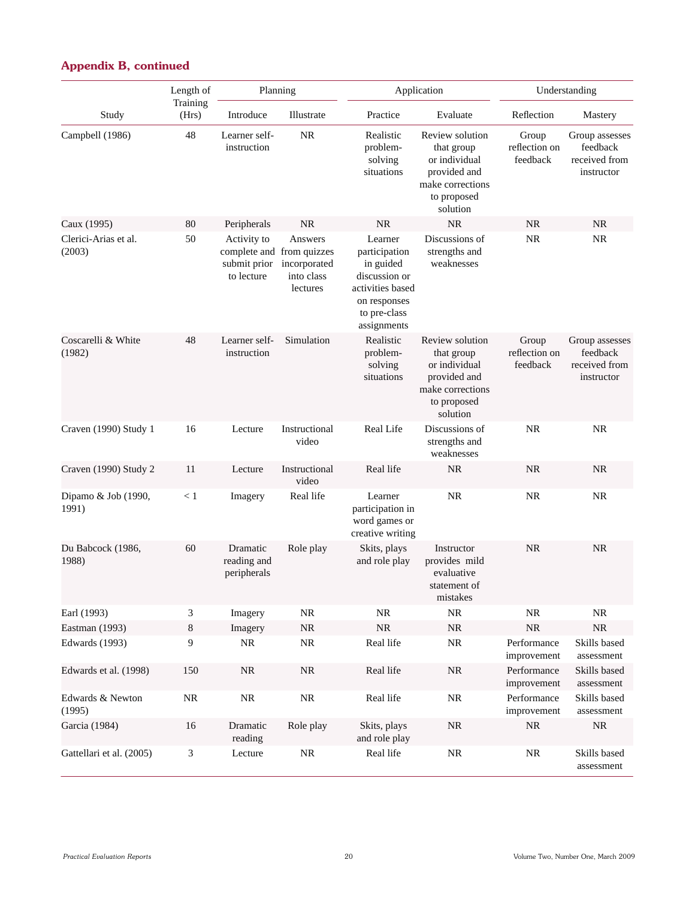## Appendix B, continued

| Study | Length of Training (Hrs) | Planning | | Application | | Understanding | |
|---|---|---|---|---|---|---|---|
| | | Introduce | Illustrate | Practice | Evaluate | Reflection | Mastery |
| Campbell (1986) | 48 | Learner self-instruction | NR | Realistic problem-solving situations | Review solution that group or individual provided and make corrections to proposed solution | Group reflection on feedback | Group assesses feedback received from instructor |
| Caux (1995) | 80 | Peripherals | NR | NR | NR | NR | NR |
| Clerici-Arias et al. (2003) | 50 | Activity to complete and submit prior to lecture | Answers from quizzes incorporated into class lectures | Learner participation in guided discussion or activities based on responses to pre-class assignments | Discussions of strengths and weaknesses | NR | NR |
| Coscarelli & White (1982) | 48 | Learner self-instruction | Simulation | Realistic problem-solving situations | Review solution that group or individual provided and make corrections to proposed solution | Group reflection on feedback | Group assesses feedback received from instructor |
| Craven (1990) Study 1 | 16 | Lecture | Instructional video | Real Life | Discussions of strengths and weaknesses | NR | NR |
| Craven (1990) Study 2 | 11 | Lecture | Instructional video | Real life | NR | NR | NR |
| Dipamo & Job (1990, 1991) | < 1 | Imagery | Real life | Learner participation in word games or creative writing | NR | NR | NR |
| Du Babcock (1986, 1988) | 60 | Dramatic reading and peripherals | Role play | Skits, plays and role play | Instructor provides mild evaluative statement of mistakes | NR | NR |
| Earl (1993) | 3 | Imagery | NR | NR | NR | NR | NR |
| Eastman (1993) | 8 | Imagery | NR | NR | NR | NR | NR |
| Edwards (1993) | 9 | NR | NR | Real life | NR | Performance improvement | Skills based assessment |
| Edwards et al. (1998) | 150 | NR | NR | Real life | NR | Performance improvement | Skills based assessment |
| Edwards & Newton (1995) | NR | NR | NR | Real life | NR | Performance improvement | Skills based assessment |
| Garcia (1984) | 16 | Dramatic reading | Role play | Skits, plays and role play | NR | NR | NR |
| Gattellari et al. (2005) | 3 | Lecture | NR | Real life | NR | NR | Skills based assessment |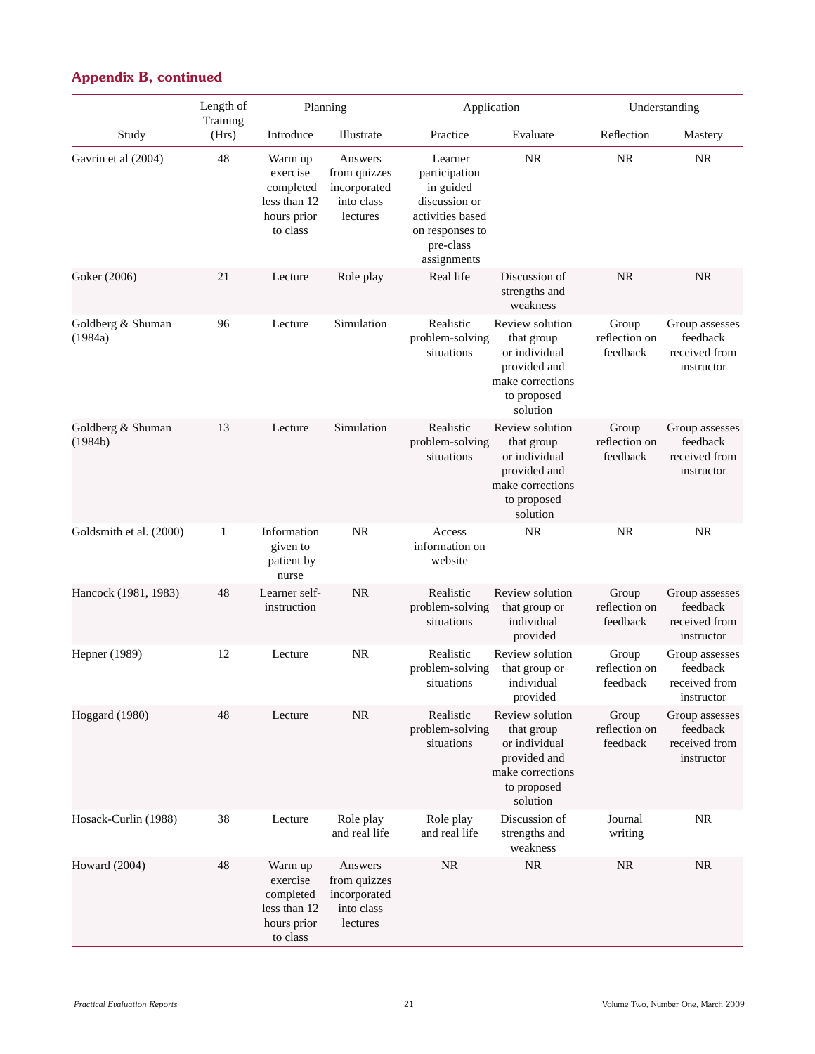## Appendix B, continued

| Study | Length of Training (Hrs) | Planning | | Application | | Understanding | |
|---|---|---|---|---|---|---|---|
| | | Introduce | Illustrate | Practice | Evaluate | Reflection | Mastery |
| Gavrin et al (2004) | 48 | Warm up exercise completed less than 12 hours prior to class | Answers from quizzes incorporated into class lectures | Learner participation in guided discussion or activities based on responses to pre-class assignments | NR | NR | NR |
| Goker (2006) | 21 | Lecture | Role play | Real life | Discussion of strengths and weakness | NR | NR |
| Goldberg & Shuman (1984a) | 96 | Lecture | Simulation | Realistic problem-solving situations | Review solution that group or individual provided and make corrections to proposed solution | Group reflection on feedback | Group assesses feedback received from instructor |
| Goldberg & Shuman (1984b) | 13 | Lecture | Simulation | Realistic problem-solving situations | Review solution that group or individual provided and make corrections to proposed solution | Group reflection on feedback | Group assesses feedback received from instructor |
| Goldsmith et al. (2000) | 1 | Information given to patient by nurse | NR | Access information on website | NR | NR | NR |
| Hancock (1981, 1983) | 48 | Learner self-instruction | NR | Realistic problem-solving situations | Review solution that group or individual provided | Group reflection on feedback | Group assesses feedback received from instructor |
| Hepner (1989) | 12 | Lecture | NR | Realistic problem-solving situations | Review solution that group or individual provided | Group reflection on feedback | Group assesses feedback received from instructor |
| Hoggard (1980) | 48 | Lecture | NR | Realistic problem-solving situations | Review solution that group or individual provided and make corrections to proposed solution | Group reflection on feedback | Group assesses feedback received from instructor |
| Hosack-Curlin (1988) | 38 | Lecture | Role play and real life | Role play and real life | Discussion of strengths and weakness | Journal writing | NR |
| Howard (2004) | 48 | Warm up exercise completed less than 12 hours prior to class | Answers from quizzes incorporated into class lectures | NR | NR | NR | NR |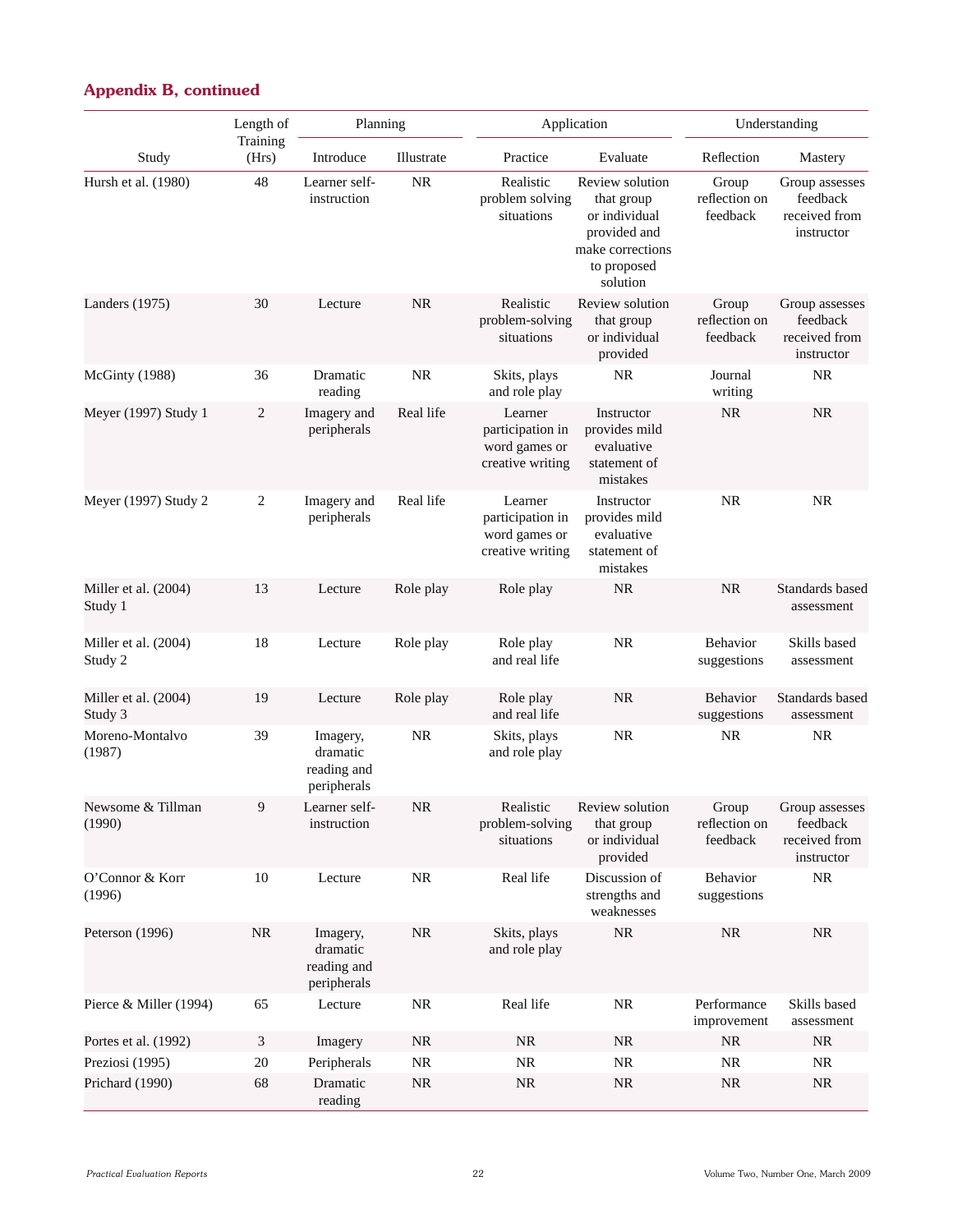## Appendix B, continued

| Study | Length of Training (Hrs) | Planning | | Application | | Understanding | |
|---|---|---|---|---|---|---|---|
| | | Introduce | Illustrate | Practice | Evaluate | Reflection | Mastery |
| Hursh et al. (1980) | 48 | Learner self-instruction | NR | Realistic problem solving situations | Review solution that group or individual provided and make corrections to proposed solution | Group reflection on feedback | Group assesses feedback received from instructor |
| Landers (1975) | 30 | Lecture | NR | Realistic problem-solving situations | Review solution that group or individual provided | Group reflection on feedback | Group assesses feedback received from instructor |
| McGinty (1988) | 36 | Dramatic reading | NR | Skits, plays and role play | NR | Journal writing | NR |
| Meyer (1997) Study 1 | 2 | Imagery and peripherals | Real life | Learner participation in word games or creative writing | Instructor provides mild evaluative statement of mistakes | NR | NR |
| Meyer (1997) Study 2 | 2 | Imagery and peripherals | Real life | Learner participation in word games or creative writing | Instructor provides mild evaluative statement of mistakes | NR | NR |
| Miller et al. (2004) Study 1 | 13 | Lecture | Role play | Role play | NR | NR | Standards based assessment |
| Miller et al. (2004) Study 2 | 18 | Lecture | Role play | Role play and real life | NR | Behavior suggestions | Skills based assessment |
| Miller et al. (2004) Study 3 | 19 | Lecture | Role play | Role play and real life | NR | Behavior suggestions | Standards based assessment |
| Moreno-Montalvo (1987) | 39 | Imagery, dramatic reading and peripherals | NR | Skits, plays and role play | NR | NR | NR |
| Newsome & Tillman (1990) | 9 | Learner self-instruction | NR | Realistic problem-solving situations | Review solution that group or individual provided | Group reflection on feedback | Group assesses feedback received from instructor |
| O'Connor & Korr (1996) | 10 | Lecture | NR | Real life | Discussion of strengths and weaknesses | Behavior suggestions | NR |
| Peterson (1996) | NR | Imagery, dramatic reading and peripherals | NR | Skits, plays and role play | NR | NR | NR |
| Pierce & Miller (1994) | 65 | Lecture | NR | Real life | NR | Performance improvement | Skills based assessment |
| Portes et al. (1992) | 3 | Imagery | NR | NR | NR | NR | NR |
| Preziosi (1995) | 20 | Peripherals | NR | NR | NR | NR | NR |
| Prichard (1990) | 68 | Dramatic reading | NR | NR | NR | NR | NR |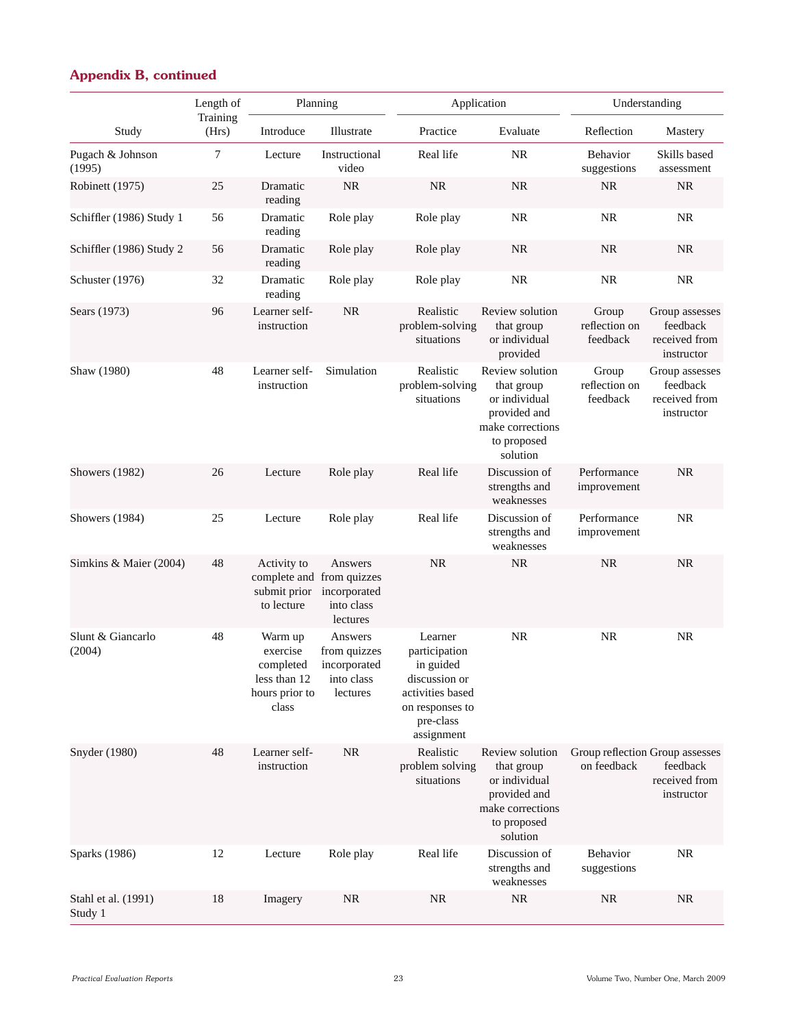## Appendix B, continued

| Study | Length of Training (Hrs) | Planning | | Application | | Understanding | |
|---|---|---|---|---|---|---|---|
| | | Introduce | Illustrate | Practice | Evaluate | Reflection | Mastery |
| Pugach & Johnson (1995) | 7 | Lecture | Instructional video | Real life | NR | Behavior suggestions | Skills based assessment |
| Robinett (1975) | 25 | Dramatic reading | NR | NR | NR | NR | NR |
| Schiffler (1986) Study 1 | 56 | Dramatic reading | Role play | Role play | NR | NR | NR |
| Schiffler (1986) Study 2 | 56 | Dramatic reading | Role play | Role play | NR | NR | NR |
| Schuster (1976) | 32 | Dramatic reading | Role play | Role play | NR | NR | NR |
| Sears (1973) | 96 | Learner self-instruction | NR | Realistic problem-solving situations | Review solution that group or individual provided | Group reflection on feedback | Group assesses feedback received from instructor |
| Shaw (1980) | 48 | Learner self-instruction | Simulation | Realistic problem-solving situations | Review solution that group or individual provided and make corrections to proposed solution | Group reflection on feedback | Group assesses feedback received from instructor |
| Showers (1982) | 26 | Lecture | Role play | Real life | Discussion of strengths and weaknesses | Performance improvement | NR |
| Showers (1984) | 25 | Lecture | Role play | Real life | Discussion of strengths and weaknesses | Performance improvement | NR |
| Simkins & Maier (2004) | 48 | Activity to complete and submit prior to lecture | Answers from quizzes incorporated into class lectures | NR | NR | NR | NR |
| Slunt & Giancarlo (2004) | 48 | Warm up exercise completed less than 12 hours prior to class | Answers from quizzes incorporated into class lectures | Learner participation in guided discussion or activities based on responses to pre-class assignment | NR | NR | NR |
| Snyder (1980) | 48 | Learner self-instruction | NR | Realistic problem solving situations | Review solution that group or individual provided and make corrections to proposed solution | Group reflection on feedback | Group assesses feedback received from instructor |
| Sparks (1986) | 12 | Lecture | Role play | Real life | Discussion of strengths and weaknesses | Behavior suggestions | NR |
| Stahl et al. (1991) Study 1 | 18 | Imagery | NR | NR | NR | NR | NR |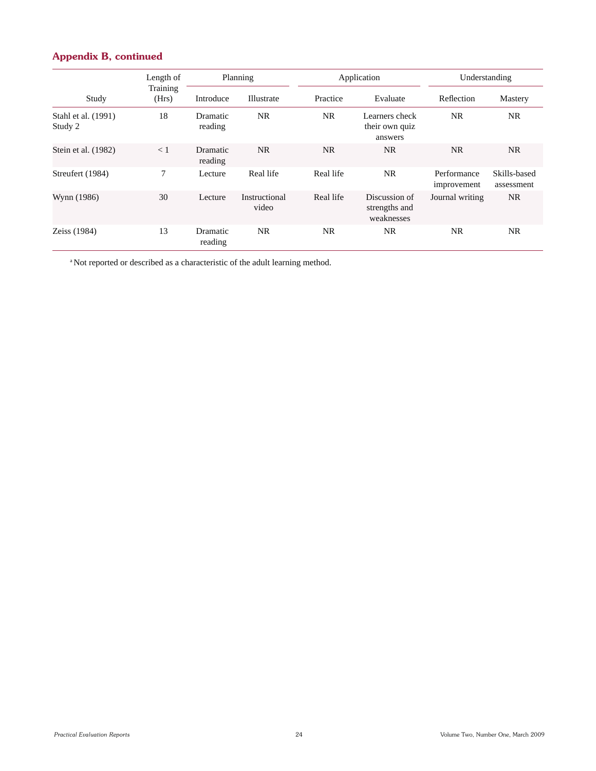## Appendix B, continued

| Study | Length of Training (Hrs) | Planning | | Application | | Understanding | |
|---|---|---|---|---|---|---|---|
| | | Introduce | Illustrate | Practice | Evaluate | Reflection | Mastery |
| Stahl et al. (1991) Study 2 | 18 | Dramatic reading | NR | NR | Learners check their own quiz answers | NR | NR |
| Stein et al. (1982) | < 1 | Dramatic reading | NR | NR | NR | NR | NR |
| Streufert (1984) | 7 | Lecture | Real life | Real life | NR | Performance improvement | Skills-based assessment |
| Wynn (1986) | 30 | Lecture | Instructional video | Real life | Discussion of strengths and weaknesses | Journal writing | NR |
| Zeiss (1984) | 13 | Dramatic reading | NR | NR | NR | NR | NR |

[a] Not reported or described as a characteristic of the adult learning method.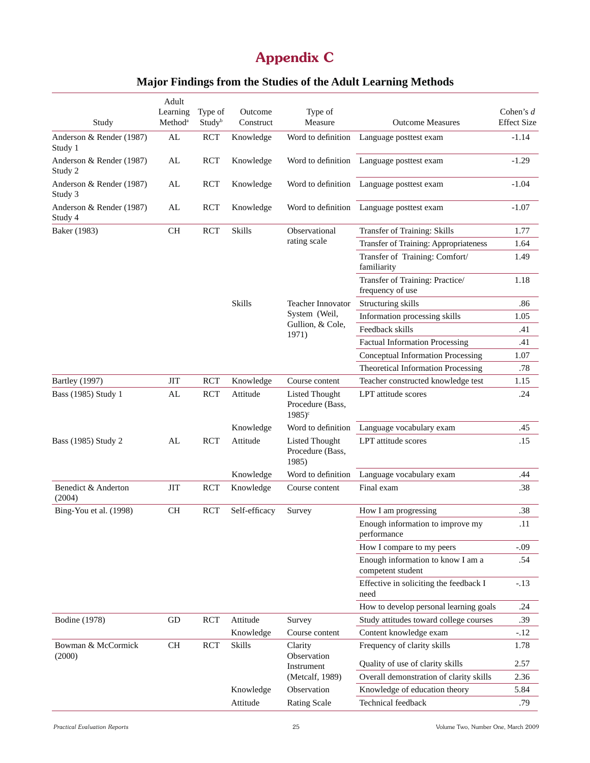# Appendix C

## Major Findings from the Studies of the Adult Learning Methods

| Study | Adult Learning Method[a] | Type of Study[b] | Outcome Construct | Type of Measure | Outcome Measures | Cohen's d Effect Size |
|---|---|---|---|---|---|---|
| Anderson & Render (1987) Study 1 | AL | RCT | Knowledge | Word to definition | Language posttest exam | -1.14 |
| Anderson & Render (1987) Study 2 | AL | RCT | Knowledge | Word to definition | Language posttest exam | -1.29 |
| Anderson & Render (1987) Study 3 | AL | RCT | Knowledge | Word to definition | Language posttest exam | -1.04 |
| Anderson & Render (1987) Study 4 | AL | RCT | Knowledge | Word to definition | Language posttest exam | -1.07 |
| Baker (1983) | CH | RCT | Skills | Observational rating scale | Transfer of Training: Skills | 1.77 |
| | | | | | Transfer of Training: Appropriateness | 1.64 |
| | | | | | Transfer of Training: Comfort/ familiarity | 1.49 |
| | | | | | Transfer of Training: Practice/ frequency of use | 1.18 |
| | | | Skills | Teacher Innovator System (Weil, Gullion, & Cole, 1971) | Structuring skills | .86 |
| | | | | | Information processing skills | 1.05 |
| | | | | | Feedback skills | .41 |
| | | | | | Factual Information Processing | .41 |
| | | | | | Conceptual Information Processing | 1.07 |
| | | | | | Theoretical Information Processing | .78 |
| Bartley (1997) | JIT | RCT | Knowledge | Course content | Teacher constructed knowledge test | 1.15 |
| Bass (1985) Study 1 | AL | RCT | Attitude | Listed Thought Procedure (Bass, 1985)[c] | LPT attitude scores | .24 |
| | | | Knowledge | Word to definition | Language vocabulary exam | .45 |
| Bass (1985) Study 2 | AL | RCT | Attitude | Listed Thought Procedure (Bass, 1985) | LPT attitude scores | .15 |
| | | | Knowledge | Word to definition | Language vocabulary exam | .44 |
| Benedict & Anderton (2004) | JIT | RCT | Knowledge | Course content | Final exam | .38 |
| Bing-You et al. (1998) | CH | RCT | Self-efficacy | Survey | How I am progressing | .38 |
| | | | | | Enough information to improve my performance | .11 |
| | | | | | How I compare to my peers | -.09 |
| | | | | | Enough information to know I am a competent student | .54 |
| | | | | | Effective in soliciting the feedback I need | -.13 |
| | | | | | How to develop personal learning goals | .24 |
| Bodine (1978) | GD | RCT | Attitude | Survey | Study attitudes toward college courses | .39 |
| | | | Knowledge | Course content | Content knowledge exam | -.12 |
| Bowman & McCormick (2000) | CH | RCT | Skills | Clarity Observation Instrument (Metcalf, 1989) | Frequency of clarity skills | 1.78 |
| | | | | | Quality of use of clarity skills | 2.57 |
| | | | | | Overall demonstration of clarity skills | 2.36 |
| | | | Knowledge | Observation | Knowledge of education theory | 5.84 |
| | | | Attitude | Rating Scale | Technical feedback | .79 |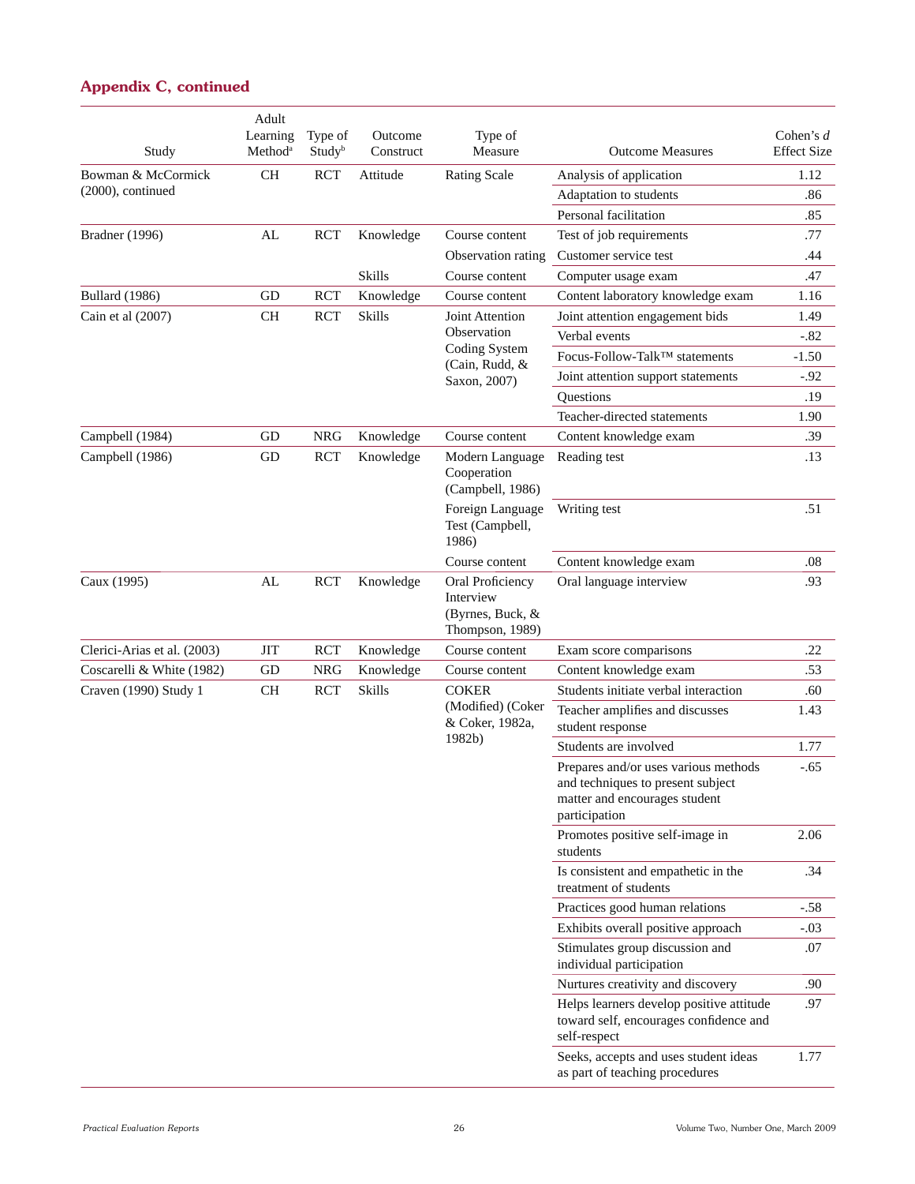## Appendix C, continued

| Study | Adult Learning Method[a] | Type of Study[b] | Outcome Construct | Type of Measure | Outcome Measures | Cohen's *d* Effect Size |
|---|---|---|---|---|---|---|
| Bowman & McCormick (2000), continued | CH | RCT | Attitude | Rating Scale | Analysis of application | 1.12 |
| | | | | | Adaptation to students | .86 |
| | | | | | Personal facilitation | .85 |
| Bradner (1996) | AL | RCT | Knowledge | Course content | Test of job requirements | .77 |
| | | | | Observation rating | Customer service test | .44 |
| | | | Skills | Course content | Computer usage exam | .47 |
| Bullard (1986) | GD | RCT | Knowledge | Course content | Content laboratory knowledge exam | 1.16 |
| Cain et al (2007) | CH | RCT | Skills | Joint Attention Observation Coding System (Cain, Rudd, & Saxon, 2007) | Joint attention engagement bids | 1.49 |
| | | | | | Verbal events | -.82 |
| | | | | | Focus-Follow-Talk™ statements | -1.50 |
| | | | | | Joint attention support statements | -.92 |
| | | | | | Questions | .19 |
| | | | | | Teacher-directed statements | 1.90 |
| Campbell (1984) | GD | NRG | Knowledge | Course content | Content knowledge exam | .39 |
| Campbell (1986) | GD | RCT | Knowledge | Modern Language Cooperation (Campbell, 1986) | Reading test | .13 |
| | | | | Foreign Language Test (Campbell, 1986) | Writing test | .51 |
| | | | | Course content | Content knowledge exam | .08 |
| Caux (1995) | AL | RCT | Knowledge | Oral Proficiency Interview (Byrnes, Buck, & Thompson, 1989) | Oral language interview | .93 |
| Clerici-Arias et al. (2003) | JIT | RCT | Knowledge | Course content | Exam score comparisons | .22 |
| Coscarelli & White (1982) | GD | NRG | Knowledge | Course content | Content knowledge exam | .53 |
| Craven (1990) Study 1 | CH | RCT | Skills | COKER (Modified) (Coker & Coker, 1982a, 1982b) | Students initiate verbal interaction | .60 |
| | | | | | Teacher amplifies and discusses student response | 1.43 |
| | | | | | Students are involved | 1.77 |
| | | | | | Prepares and/or uses various methods and techniques to present subject matter and encourages student participation | -.65 |
| | | | | | Promotes positive self-image in students | 2.06 |
| | | | | | Is consistent and empathetic in the treatment of students | .34 |
| | | | | | Practices good human relations | -.58 |
| | | | | | Exhibits overall positive approach | -.03 |
| | | | | | Stimulates group discussion and individual participation | .07 |
| | | | | | Nurtures creativity and discovery | .90 |
| | | | | | Helps learners develop positive attitude toward self, encourages confidence and self-respect | .97 |
| | | | | | Seeks, accepts and uses student ideas as part of teaching procedures | 1.77 |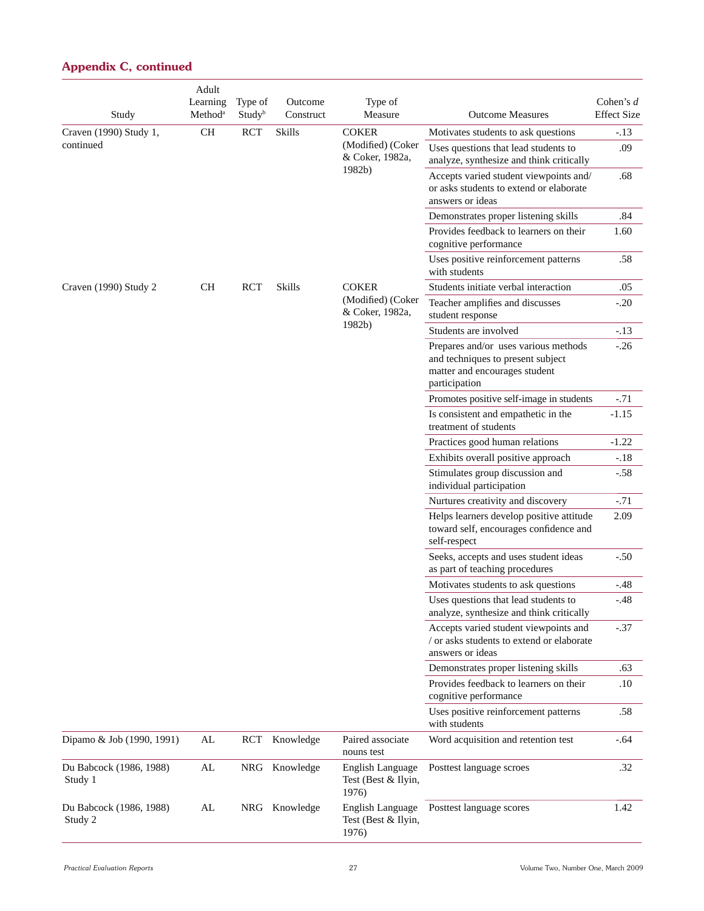## Appendix C, continued

| Study | Adult Learning Method[a] | Type of Study[b] | Outcome Construct | Type of Measure | Outcome Measures | Cohen's *d* Effect Size |
|---|---|---|---|---|---|---|
| Craven (1990) Study 1, continued | CH | RCT | Skills | COKER (Modified) (Coker & Coker, 1982a, 1982b) | Motivates students to ask questions | -.13 |
| | | | | | Uses questions that lead students to analyze, synthesize and think critically | .09 |
| | | | | | Accepts varied student viewpoints and/ or asks students to extend or elaborate answers or ideas | .68 |
| | | | | | Demonstrates proper listening skills | .84 |
| | | | | | Provides feedback to learners on their cognitive performance | 1.60 |
| | | | | | Uses positive reinforcement patterns with students | .58 |
| Craven (1990) Study 2 | CH | RCT | Skills | COKER (Modified) (Coker & Coker, 1982a, 1982b) | Students initiate verbal interaction | .05 |
| | | | | | Teacher amplifies and discusses student response | -.20 |
| | | | | | Students are involved | -.13 |
| | | | | | Prepares and/or uses various methods and techniques to present subject matter and encourages student participation | -.26 |
| | | | | | Promotes positive self-image in students | -.71 |
| | | | | | Is consistent and empathetic in the treatment of students | -1.15 |
| | | | | | Practices good human relations | -1.22 |
| | | | | | Exhibits overall positive approach | -.18 |
| | | | | | Stimulates group discussion and individual participation | -.58 |
| | | | | | Nurtures creativity and discovery | -.71 |
| | | | | | Helps learners develop positive attitude toward self, encourages confidence and self-respect | 2.09 |
| | | | | | Seeks, accepts and uses student ideas as part of teaching procedures | -.50 |
| | | | | | Motivates students to ask questions | -.48 |
| | | | | | Uses questions that lead students to analyze, synthesize and think critically | -.48 |
| | | | | | Accepts varied student viewpoints and / or asks students to extend or elaborate answers or ideas | -.37 |
| | | | | | Demonstrates proper listening skills | .63 |
| | | | | | Provides feedback to learners on their cognitive performance | .10 |
| | | | | | Uses positive reinforcement patterns with students | .58 |
| Dipamo & Job (1990, 1991) | AL | RCT | Knowledge | Paired associate nouns test | Word acquisition and retention test | -.64 |
| Du Babcock (1986, 1988) Study 1 | AL | NRG | Knowledge | English Language Test (Best & Ilyin, 1976) | Posttest language scroes | .32 |
| Du Babcock (1986, 1988) Study 2 | AL | NRG | Knowledge | English Language Test (Best & Ilyin, 1976) | Posttest language scores | 1.42 |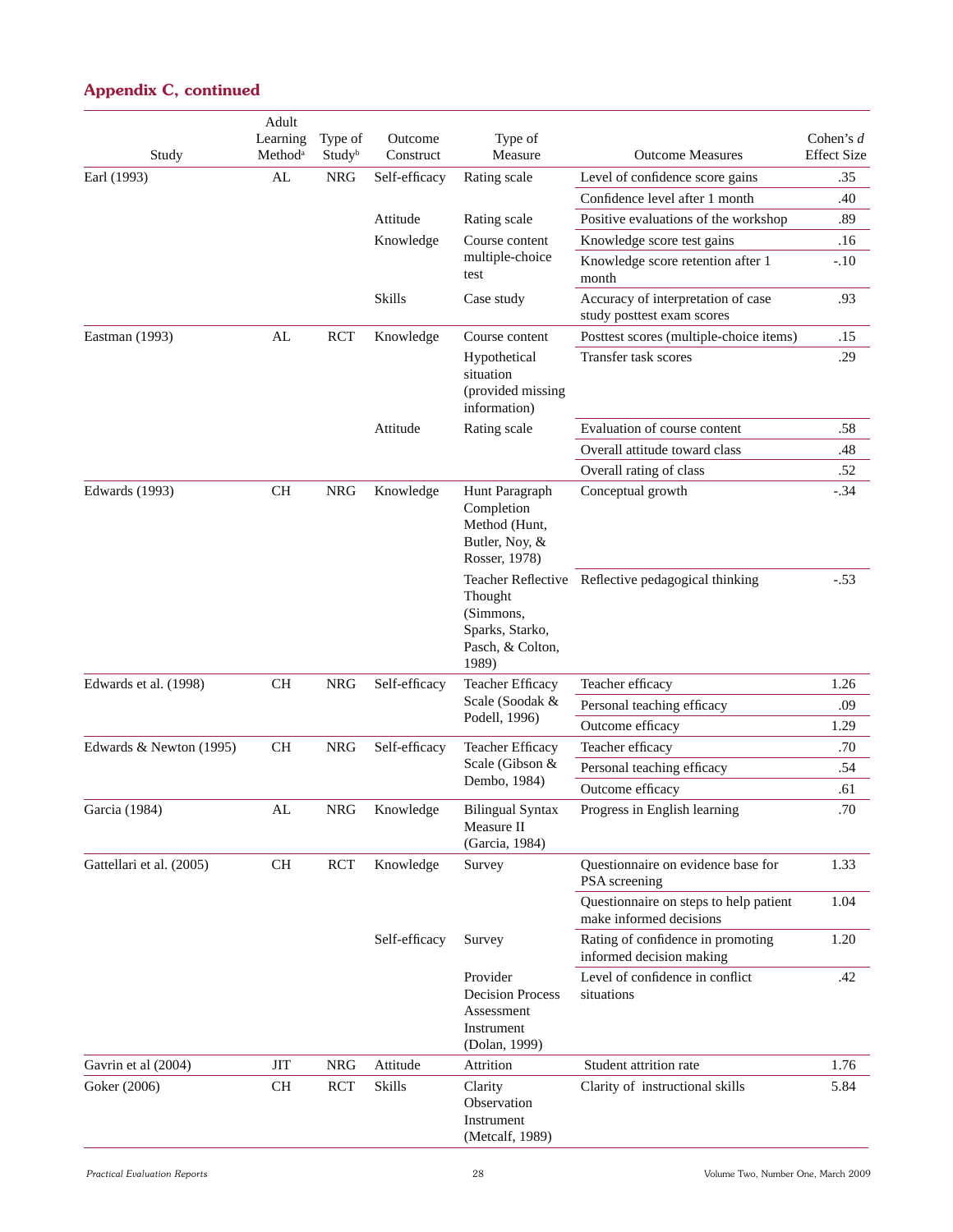## Appendix C, continued

| Study | Adult Learning Method[a] | Type of Study[b] | Outcome Construct | Type of Measure | Outcome Measures | Cohen's *d* Effect Size |
|---|---|---|---|---|---|---|
| Earl (1993) | AL | NRG | Self-efficacy | Rating scale | Level of confidence score gains | .35 |
| | | | | | Confidence level after 1 month | .40 |
| | | | Attitude | Rating scale | Positive evaluations of the workshop | .89 |
| | | | Knowledge | Course content multiple-choice test | Knowledge score test gains | .16 |
| | | | | | Knowledge score retention after 1 month | -.10 |
| | | | Skills | Case study | Accuracy of interpretation of case study posttest exam scores | .93 |
| Eastman (1993) | AL | RCT | Knowledge | Course content | Posttest scores (multiple-choice items) | .15 |
| | | | | Hypothetical situation (provided missing information) | Transfer task scores | .29 |
| | | | Attitude | Rating scale | Evaluation of course content | .58 |
| | | | | | Overall attitude toward class | .48 |
| | | | | | Overall rating of class | .52 |
| Edwards (1993) | CH | NRG | Knowledge | Hunt Paragraph Completion Method (Hunt, Butler, Noy, & Rosser, 1978) | Conceptual growth | -.34 |
| | | | | Teacher Reflective Thought (Simmons, Sparks, Starko, Pasch, & Colton, 1989) | Reflective pedagogical thinking | -.53 |
| Edwards et al. (1998) | CH | NRG | Self-efficacy | Teacher Efficacy Scale (Soodak & Podell, 1996) | Teacher efficacy | 1.26 |
| | | | | | Personal teaching efficacy | .09 |
| | | | | | Outcome efficacy | 1.29 |
| Edwards & Newton (1995) | CH | NRG | Self-efficacy | Teacher Efficacy Scale (Gibson & Dembo, 1984) | Teacher efficacy | .70 |
| | | | | | Personal teaching efficacy | .54 |
| | | | | | Outcome efficacy | .61 |
| Garcia (1984) | AL | NRG | Knowledge | Bilingual Syntax Measure II (Garcia, 1984) | Progress in English learning | .70 |
| Gattellari et al. (2005) | CH | RCT | Knowledge | Survey | Questionnaire on evidence base for PSA screening | 1.33 |
| | | | | | Questionnaire on steps to help patient make informed decisions | 1.04 |
| | | | Self-efficacy | Survey | Rating of confidence in promoting informed decision making | 1.20 |
| | | | | Provider Decision Process Assessment Instrument (Dolan, 1999) | Level of confidence in conflict situations | .42 |
| Gavrin et al (2004) | JIT | NRG | Attitude | Attrition | Student attrition rate | 1.76 |
| Goker (2006) | CH | RCT | Skills | Clarity Observation Instrument (Metcalf, 1989) | Clarity of instructional skills | 5.84 |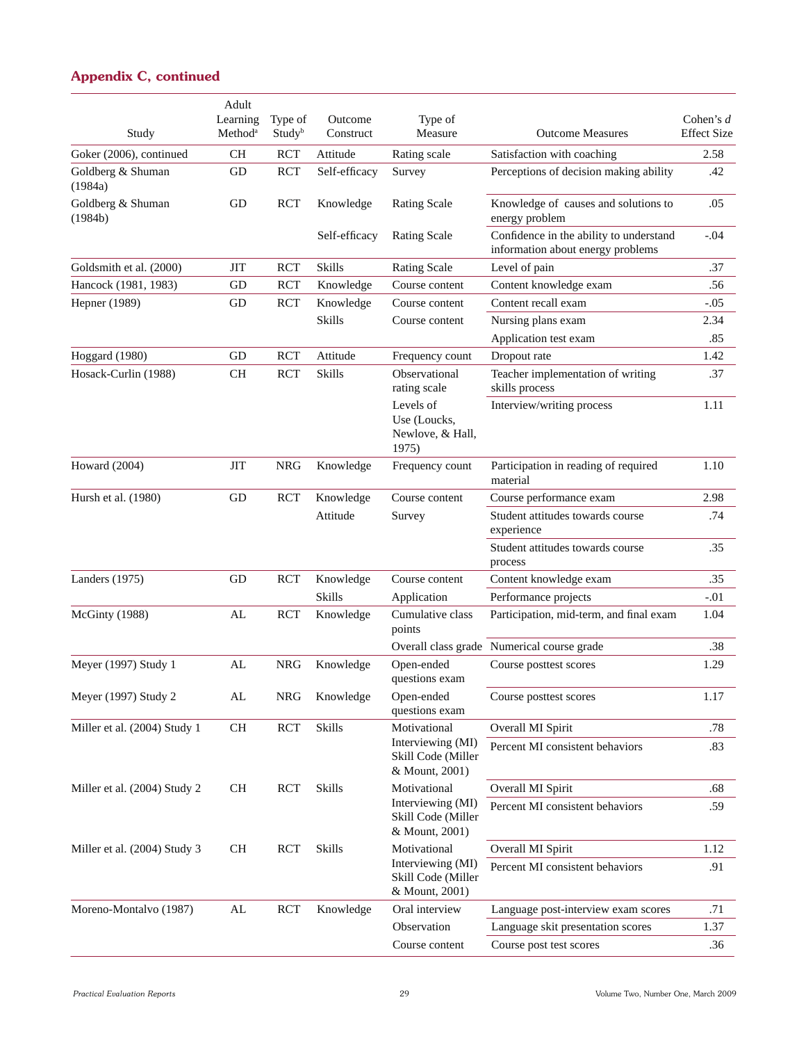## Appendix C, continued

| Study | Adult Learning Method[a] | Type of Study[b] | Outcome Construct | Type of Measure | Outcome Measures | Cohen's *d* Effect Size |
|---|---|---|---|---|---|---|
| Goker (2006), continued | CH | RCT | Attitude | Rating scale | Satisfaction with coaching | 2.58 |
| Goldberg & Shuman (1984a) | GD | RCT | Self-efficacy | Survey | Perceptions of decision making ability | .42 |
| Goldberg & Shuman (1984b) | GD | RCT | Knowledge | Rating Scale | Knowledge of causes and solutions to energy problem | .05 |
| | | | Self-efficacy | Rating Scale | Confidence in the ability to understand information about energy problems | -.04 |
| Goldsmith et al. (2000) | JIT | RCT | Skills | Rating Scale | Level of pain | .37 |
| Hancock (1981, 1983) | GD | RCT | Knowledge | Course content | Content knowledge exam | .56 |
| Hepner (1989) | GD | RCT | Knowledge | Course content | Content recall exam | -.05 |
| | | | Skills | Course content | Nursing plans exam | 2.34 |
| | | | | | Application test exam | .85 |
| Hoggard (1980) | GD | RCT | Attitude | Frequency count | Dropout rate | 1.42 |
| Hosack-Curlin (1988) | CH | RCT | Skills | Observational rating scale | Teacher implementation of writing skills process | .37 |
| | | | | Levels of Use (Loucks, Newlove, & Hall, 1975) | Interview/writing process | 1.11 |
| Howard (2004) | JIT | NRG | Knowledge | Frequency count | Participation in reading of required material | 1.10 |
| Hursh et al. (1980) | GD | RCT | Knowledge | Course content | Course performance exam | 2.98 |
| | | | Attitude | Survey | Student attitudes towards course experience | .74 |
| | | | | | Student attitudes towards course process | .35 |
| Landers (1975) | GD | RCT | Knowledge | Course content | Content knowledge exam | .35 |
| | | | Skills | Application | Performance projects | -.01 |
| McGinty (1988) | AL | RCT | Knowledge | Cumulative class points | Participation, mid-term, and final exam | 1.04 |
| | | | | Overall class grade | Numerical course grade | .38 |
| Meyer (1997) Study 1 | AL | NRG | Knowledge | Open-ended questions exam | Course posttest scores | 1.29 |
| Meyer (1997) Study 2 | AL | NRG | Knowledge | Open-ended questions exam | Course posttest scores | 1.17 |
| Miller et al. (2004) Study 1 | CH | RCT | Skills | Motivational Interviewing (MI) Skill Code (Miller & Mount, 2001) | Overall MI Spirit | .78 |
| | | | | | Percent MI consistent behaviors | .83 |
| Miller et al. (2004) Study 2 | CH | RCT | Skills | Motivational Interviewing (MI) Skill Code (Miller & Mount, 2001) | Overall MI Spirit | .68 |
| | | | | | Percent MI consistent behaviors | .59 |
| Miller et al. (2004) Study 3 | CH | RCT | Skills | Motivational Interviewing (MI) Skill Code (Miller & Mount, 2001) | Overall MI Spirit | 1.12 |
| | | | | | Percent MI consistent behaviors | .91 |
| Moreno-Montalvo (1987) | AL | RCT | Knowledge | Oral interview | Language post-interview exam scores | .71 |
| | | | | Observation | Language skit presentation scores | 1.37 |
| | | | | Course content | Course post test scores | .36 |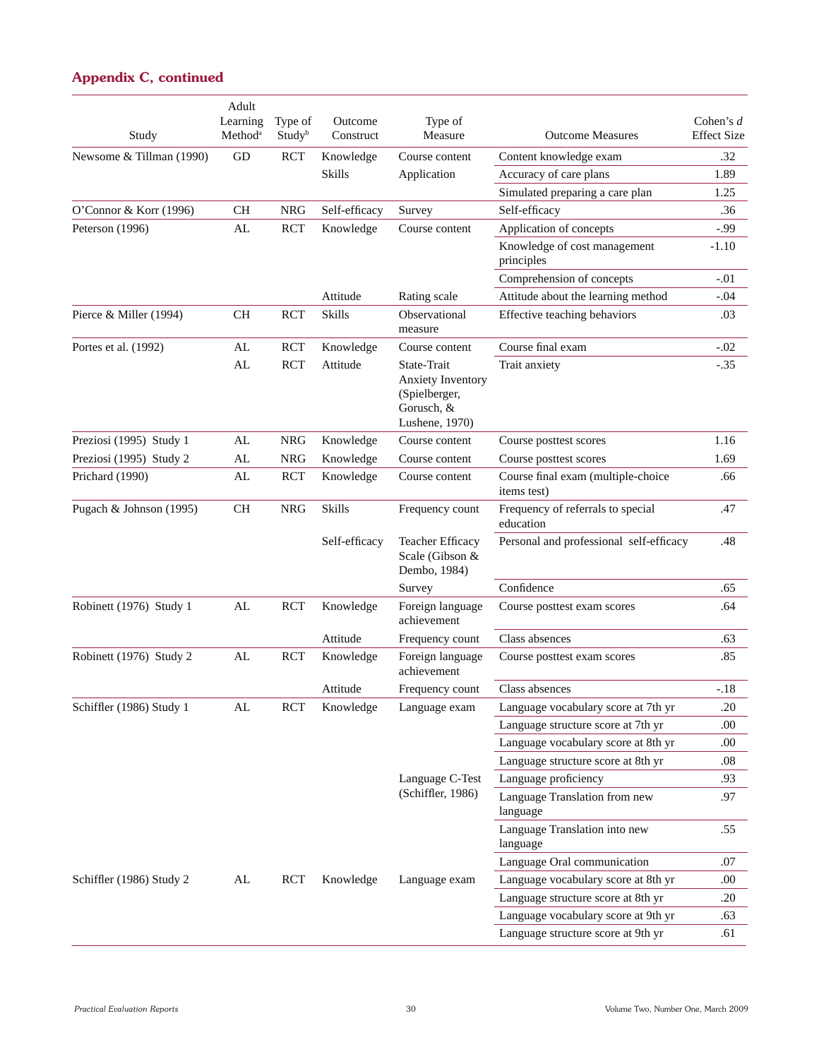## Appendix C, continued

| Study | Adult Learning Method[a] | Type of Study[b] | Outcome Construct | Type of Measure | Outcome Measures | Cohen's *d* Effect Size |
|---|---|---|---|---|---|---|
| Newsome & Tillman (1990) | GD | RCT | Knowledge | Course content | Content knowledge exam | .32 |
| | | | Skills | Application | Accuracy of care plans | 1.89 |
| | | | | | Simulated preparing a care plan | 1.25 |
| O'Connor & Korr (1996) | CH | NRG | Self-efficacy | Survey | Self-efficacy | .36 |
| Peterson (1996) | AL | RCT | Knowledge | Course content | Application of concepts | -.99 |
| | | | | | Knowledge of cost management principles | -1.10 |
| | | | | | Comprehension of concepts | -.01 |
| | | | Attitude | Rating scale | Attitude about the learning method | -.04 |
| Pierce & Miller (1994) | CH | RCT | Skills | Observational measure | Effective teaching behaviors | .03 |
| Portes et al. (1992) | AL | RCT | Knowledge | Course content | Course final exam | -.02 |
| | AL | RCT | Attitude | State-Trait Anxiety Inventory (Spielberger, Gorusch, & Lushene, 1970) | Trait anxiety | -.35 |
| Preziosi (1995) Study 1 | AL | NRG | Knowledge | Course content | Course posttest scores | 1.16 |
| Preziosi (1995) Study 2 | AL | NRG | Knowledge | Course content | Course posttest scores | 1.69 |
| Prichard (1990) | AL | RCT | Knowledge | Course content | Course final exam (multiple-choice items test) | .66 |
| Pugach & Johnson (1995) | CH | NRG | Skills | Frequency count | Frequency of referrals to special education | .47 |
| | | | Self-efficacy | Teacher Efficacy Scale (Gibson & Dembo, 1984) | Personal and professional self-efficacy | .48 |
| | | | | Survey | Confidence | .65 |
| Robinett (1976) Study 1 | AL | RCT | Knowledge | Foreign language achievement | Course posttest exam scores | .64 |
| | | | Attitude | Frequency count | Class absences | .63 |
| Robinett (1976) Study 2 | AL | RCT | Knowledge | Foreign language achievement | Course posttest exam scores | .85 |
| | | | Attitude | Frequency count | Class absences | -.18 |
| Schiffler (1986) Study 1 | AL | RCT | Knowledge | Language exam | Language vocabulary score at 7th yr | .20 |
| | | | | | Language structure score at 7th yr | .00 |
| | | | | | Language vocabulary score at 8th yr | .00 |
| | | | | | Language structure score at 8th yr | .08 |
| | | | | Language C-Test (Schiffler, 1986) | Language proficiency | .93 |
| | | | | | Language Translation from new language | .97 |
| | | | | | Language Translation into new language | .55 |
| | | | | | Language Oral communication | .07 |
| Schiffler (1986) Study 2 | AL | RCT | Knowledge | Language exam | Language vocabulary score at 8th yr | .00 |
| | | | | | Language structure score at 8th yr | .20 |
| | | | | | Language vocabulary score at 9th yr | .63 |
| | | | | | Language structure score at 9th yr | .61 |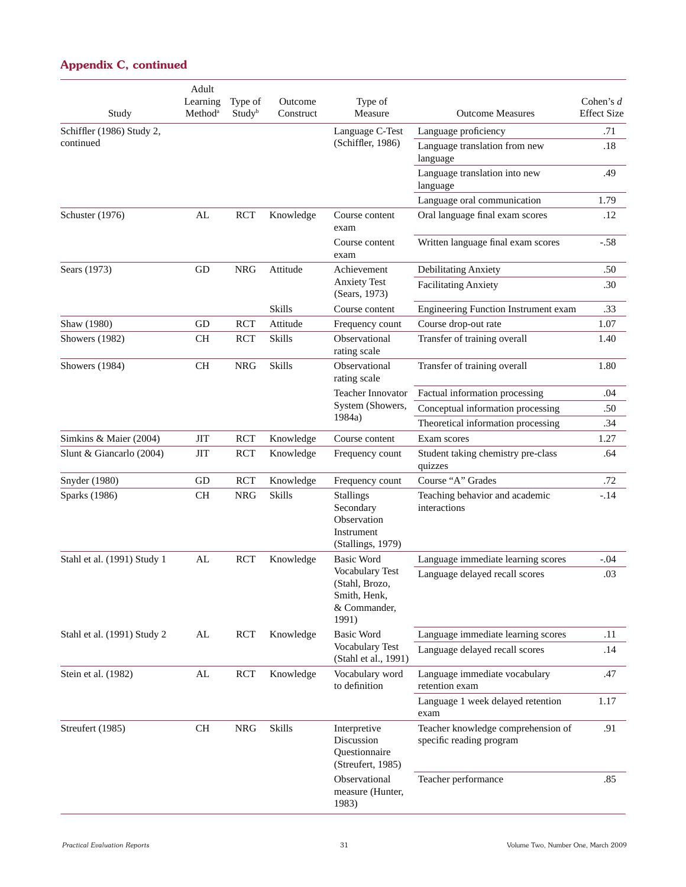## Appendix C, continued

| Study | Adult Learning Method[a] | Type of Study[b] | Outcome Construct | Type of Measure | Outcome Measures | Cohen's *d* Effect Size |
|---|---|---|---|---|---|---|
| Schiffler (1986) Study 2, continued | | | | Language C-Test (Schiffler, 1986) | Language proficiency | .71 |
| | | | | | Language translation from new language | .18 |
| | | | | | Language translation into new language | .49 |
| | | | | | Language oral communication | 1.79 |
| Schuster (1976) | AL | RCT | Knowledge | Course content exam | Oral language final exam scores | .12 |
| | | | | Course content exam | Written language final exam scores | -.58 |
| Sears (1973) | GD | NRG | Attitude | Achievement Anxiety Test (Sears, 1973) | Debilitating Anxiety | .50 |
| | | | | | Facilitating Anxiety | .30 |
| | | | Skills | Course content | Engineering Function Instrument exam | .33 |
| Shaw (1980) | GD | RCT | Attitude | Frequency count | Course drop-out rate | 1.07 |
| Showers (1982) | CH | RCT | Skills | Observational rating scale | Transfer of training overall | 1.40 |
| Showers (1984) | CH | NRG | Skills | Observational rating scale | Transfer of training overall | 1.80 |
| | | | | Teacher Innovator System (Showers, 1984a) | Factual information processing | .04 |
| | | | | | Conceptual information processing | .50 |
| | | | | | Theoretical information processing | .34 |
| Simkins & Maier (2004) | JIT | RCT | Knowledge | Course content | Exam scores | 1.27 |
| Slunt & Giancarlo (2004) | JIT | RCT | Knowledge | Frequency count | Student taking chemistry pre-class quizzes | .64 |
| Snyder (1980) | GD | RCT | Knowledge | Frequency count | Course "A" Grades | .72 |
| Sparks (1986) | CH | NRG | Skills | Stallings Secondary Observation Instrument (Stallings, 1979) | Teaching behavior and academic interactions | -.14 |
| Stahl et al. (1991) Study 1 | AL | RCT | Knowledge | Basic Word Vocabulary Test (Stahl, Brozo, Smith, Henk, & Commander, 1991) | Language immediate learning scores | -.04 |
| | | | | | Language delayed recall scores | .03 |
| Stahl et al. (1991) Study 2 | AL | RCT | Knowledge | Basic Word Vocabulary Test (Stahl et al., 1991) | Language immediate learning scores | .11 |
| | | | | | Language delayed recall scores | .14 |
| Stein et al. (1982) | AL | RCT | Knowledge | Vocabulary word to definition | Language immediate vocabulary retention exam | .47 |
| | | | | | Language 1 week delayed retention exam | 1.17 |
| Streufert (1985) | CH | NRG | Skills | Interpretive Discussion Questionnaire (Streufert, 1985) | Teacher knowledge comprehension of specific reading program | .91 |
| | | | | Observational measure (Hunter, 1983) | Teacher performance | .85 |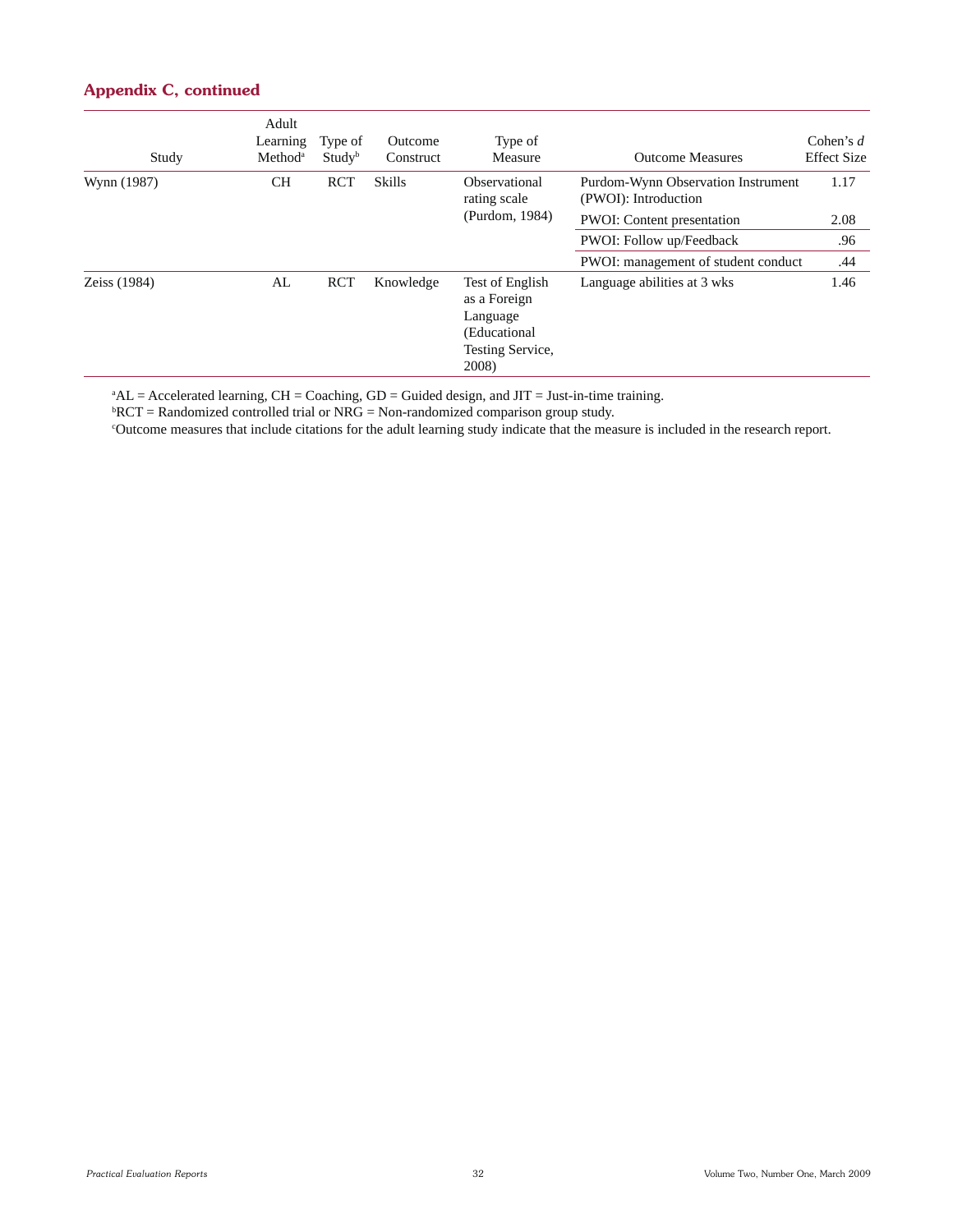## Appendix C, continued

| Study | Adult Learning Method[a] | Type of Study[b] | Outcome Construct | Type of Measure | Outcome Measures | Cohen's *d* Effect Size |
|---|---|---|---|---|---|---|
| Wynn (1987) | CH | RCT | Skills | Observational rating scale (Purdom, 1984) | Purdom-Wynn Observation Instrument (PWOI): Introduction | 1.17 |
| | | | | | PWOI: Content presentation | 2.08 |
| | | | | | PWOI: Follow up/Feedback | .96 |
| | | | | | PWOI: management of student conduct | .44 |
| Zeiss (1984) | AL | RCT | Knowledge | Test of English as a Foreign Language (Educational Testing Service, 2008) | Language abilities at 3 wks | 1.46 |

[a]AL = Accelerated learning, CH = Coaching, GD = Guided design, and JIT = Just-in-time training.
[b]RCT = Randomized controlled trial or NRG = Non-randomized comparison group study.
[c]Outcome measures that include citations for the adult learning study indicate that the measure is included in the research report.